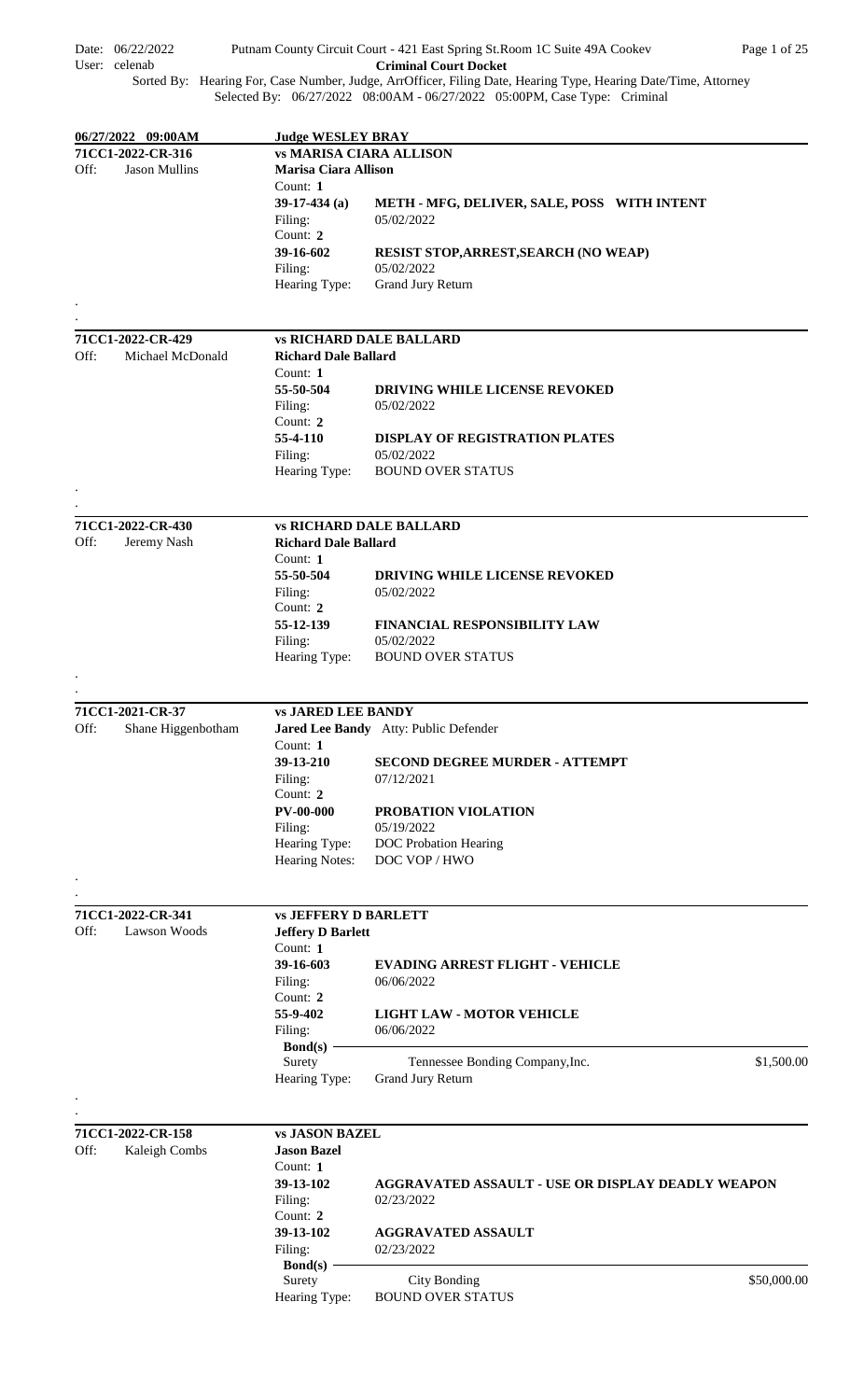Date: 06/22/2022 Putnam County Circuit Court - 421 East Spring St.Room 1C Suite 49A Cookev
User: celenab

**Criminal Court Docket**

Sorted By: Hearing For, Case Number, Judge, ArrOfficer, Filing Date, Hearing Type, Hearing Date/Time, Attorney
Selected By: 06/27/2022 08:00AM - 06/27/2022 05:00PM, Case Type: Criminal

## 06/27/2022 09:00AM — Judge WESLEY BRAY

---

**71CC1-2022-CR-316** — **vs MARISA CIARA ALLISON**
Off: Jason Mullins
**Marisa Ciara Allison**

Count: **1**
**39-17-434 (a)** — **METH - MFG, DELIVER, SALE, POSS WITH INTENT**
Filing: 05/02/2022

Count: **2**
**39-16-602** — **RESIST STOP,ARREST,SEARCH (NO WEAP)**
Filing: 05/02/2022

Hearing Type: Grand Jury Return

---

**71CC1-2022-CR-429** — **vs RICHARD DALE BALLARD**
Off: Michael McDonald
**Richard Dale Ballard**

Count: **1**
**55-50-504** — **DRIVING WHILE LICENSE REVOKED**
Filing: 05/02/2022

Count: **2**
**55-4-110** — **DISPLAY OF REGISTRATION PLATES**
Filing: 05/02/2022

Hearing Type: BOUND OVER STATUS

---

**71CC1-2022-CR-430** — **vs RICHARD DALE BALLARD**
Off: Jeremy Nash
**Richard Dale Ballard**

Count: **1**
**55-50-504** — **DRIVING WHILE LICENSE REVOKED**
Filing: 05/02/2022

Count: **2**
**55-12-139** — **FINANCIAL RESPONSIBILITY LAW**
Filing: 05/02/2022

Hearing Type: BOUND OVER STATUS

---

**71CC1-2021-CR-37** — **vs JARED LEE BANDY**
Off: Shane Higgenbotham
**Jared Lee Bandy** Atty: Public Defender

Count: **1**
**39-13-210** — **SECOND DEGREE MURDER - ATTEMPT**
Filing: 07/12/2021

Count: **2**
**PV-00-000** — **PROBATION VIOLATION**
Filing: 05/19/2022

Hearing Type: DOC Probation Hearing
Hearing Notes: DOC VOP / HWO

---

**71CC1-2022-CR-341** — **vs JEFFERY D BARLETT**
Off: Lawson Woods
**Jeffery D Barlett**

Count: **1**
**39-16-603** — **EVADING ARREST FLIGHT - VEHICLE**
Filing: 06/06/2022

Count: **2**
**55-9-402** — **LIGHT LAW - MOTOR VEHICLE**
Filing: 06/06/2022

**Bond(s)**

| Type | Bonding Company | Amount |
|---|---|---|
| Surety | Tennessee Bonding Company,Inc. | $1,500.00 |

Hearing Type: Grand Jury Return

---

**71CC1-2022-CR-158** — **vs JASON BAZEL**
Off: Kaleigh Combs
**Jason Bazel**

Count: **1**
**39-13-102** — **AGGRAVATED ASSAULT - USE OR DISPLAY DEADLY WEAPON**
Filing: 02/23/2022

Count: **2**
**39-13-102** — **AGGRAVATED ASSAULT**
Filing: 02/23/2022

**Bond(s)**

| Type | Bonding Company | Amount |
|---|---|---|
| Surety | City Bonding | $50,000.00 |

Hearing Type: BOUND OVER STATUS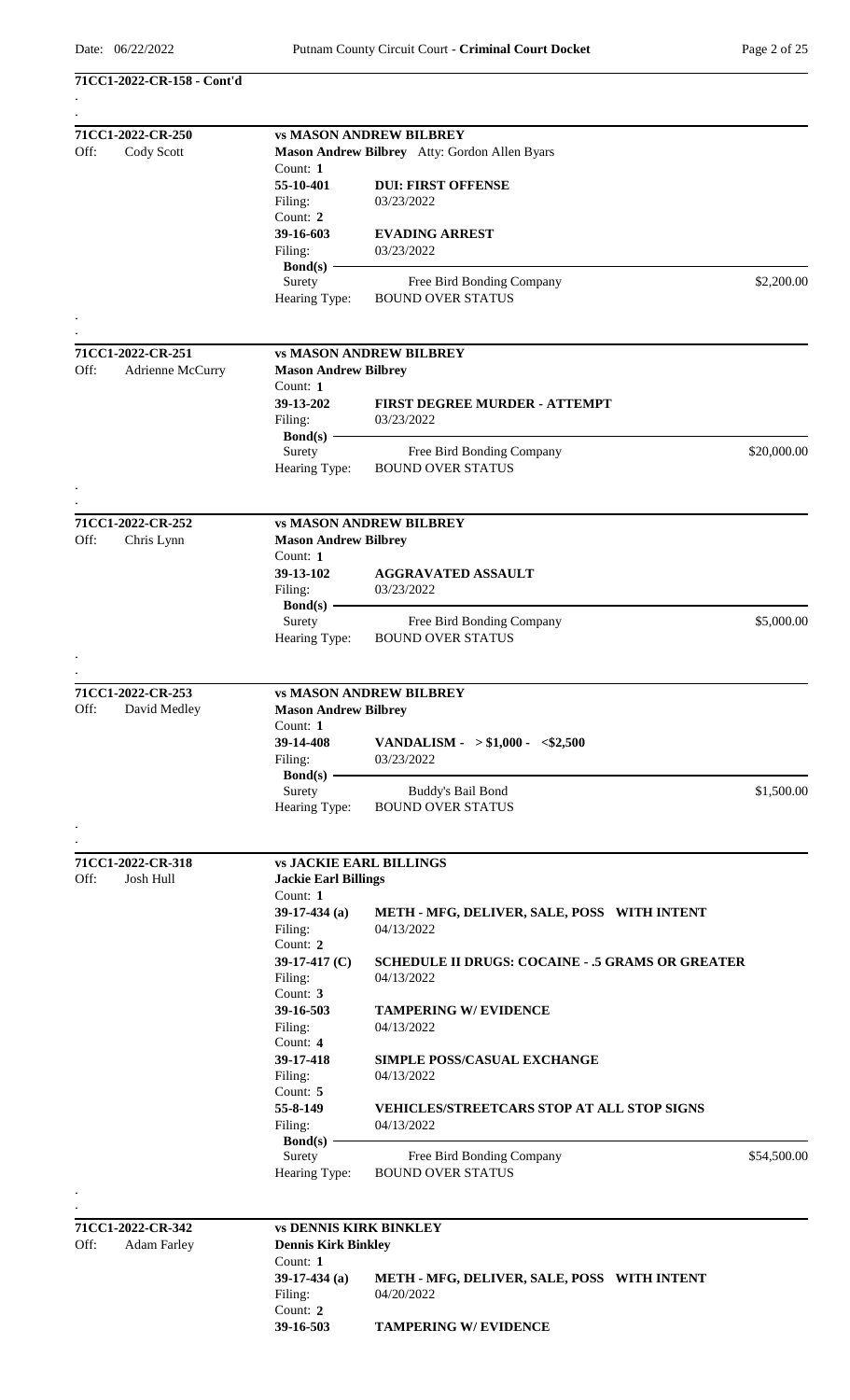**71CC1-2022-CR-158 - Cont'd**

---

**71CC1-2022-CR-250** — **vs MASON ANDREW BILBREY**

Off: Cody Scott

**Mason Andrew Bilbrey** Atty: Gordon Allen Byars

Count: **1**
**55-10-401** — **DUI: FIRST OFFENSE**
Filing: 03/23/2022

Count: **2**
**39-16-603** — **EVADING ARREST**
Filing: 03/23/2022

**Bond(s)**
Surety — Free Bird Bonding Company — $2,200.00
Hearing Type: BOUND OVER STATUS

---

**71CC1-2022-CR-251** — **vs MASON ANDREW BILBREY**

Off: Adrienne McCurry

**Mason Andrew Bilbrey**

Count: **1**
**39-13-202** — **FIRST DEGREE MURDER - ATTEMPT**
Filing: 03/23/2022

**Bond(s)**
Surety — Free Bird Bonding Company — $20,000.00
Hearing Type: BOUND OVER STATUS

---

**71CC1-2022-CR-252** — **vs MASON ANDREW BILBREY**

Off: Chris Lynn

**Mason Andrew Bilbrey**

Count: **1**
**39-13-102** — **AGGRAVATED ASSAULT**
Filing: 03/23/2022

**Bond(s)**
Surety — Free Bird Bonding Company — $5,000.00
Hearing Type: BOUND OVER STATUS

---

**71CC1-2022-CR-253** — **vs MASON ANDREW BILBREY**

Off: David Medley

**Mason Andrew Bilbrey**

Count: **1**
**39-14-408** — **VANDALISM - > $1,000 - <$2,500**
Filing: 03/23/2022

**Bond(s)**
Surety — Buddy's Bail Bond — $1,500.00
Hearing Type: BOUND OVER STATUS

---

**71CC1-2022-CR-318** — **vs JACKIE EARL BILLINGS**

Off: Josh Hull

**Jackie Earl Billings**

Count: **1**
**39-17-434 (a)** — **METH - MFG, DELIVER, SALE, POSS WITH INTENT**
Filing: 04/13/2022

Count: **2**
**39-17-417 (C)** — **SCHEDULE II DRUGS: COCAINE - .5 GRAMS OR GREATER**
Filing: 04/13/2022

Count: **3**
**39-16-503** — **TAMPERING W/ EVIDENCE**
Filing: 04/13/2022

Count: **4**
**39-17-418** — **SIMPLE POSS/CASUAL EXCHANGE**
Filing: 04/13/2022

Count: **5**
**55-8-149** — **VEHICLES/STREETCARS STOP AT ALL STOP SIGNS**
Filing: 04/13/2022

**Bond(s)**
Surety — Free Bird Bonding Company — $54,500.00
Hearing Type: BOUND OVER STATUS

---

**71CC1-2022-CR-342** — **vs DENNIS KIRK BINKLEY**

Off: Adam Farley

**Dennis Kirk Binkley**

Count: **1**
**39-17-434 (a)** — **METH - MFG, DELIVER, SALE, POSS WITH INTENT**
Filing: 04/20/2022

Count: **2**
**39-16-503** — **TAMPERING W/ EVIDENCE**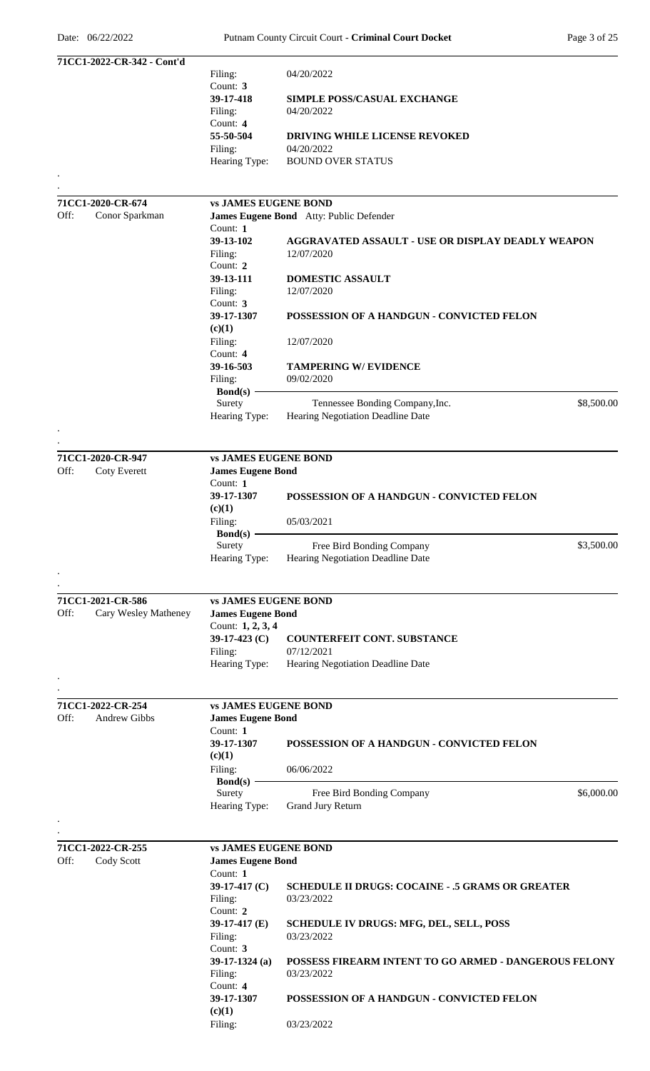**71CC1-2022-CR-342 - Cont'd**

Filing: 04/20/2022
Count: **3**
**39-17-418** **SIMPLE POSS/CASUAL EXCHANGE**
Filing: 04/20/2022
Count: **4**
**55-50-504** **DRIVING WHILE LICENSE REVOKED**
Filing: 04/20/2022
Hearing Type: BOUND OVER STATUS

---

**71CC1-2020-CR-674** — **vs JAMES EUGENE BOND**
Off: Conor Sparkman

**James Eugene Bond** Atty: Public Defender

Count: **1**
**39-13-102** **AGGRAVATED ASSAULT - USE OR DISPLAY DEADLY WEAPON**
Filing: 12/07/2020
Count: **2**
**39-13-111** **DOMESTIC ASSAULT**
Filing: 12/07/2020
Count: **3**
**39-17-1307 (c)(1)** **POSSESSION OF A HANDGUN - CONVICTED FELON**
Filing: 12/07/2020
Count: **4**
**39-16-503** **TAMPERING W/ EVIDENCE**
Filing: 09/02/2020

**Bond(s)**

| Surety | Tennessee Bonding Company,Inc. | $8,500.00 |
|---|---|---|

Hearing Type: Hearing Negotiation Deadline Date

---

**71CC1-2020-CR-947** — **vs JAMES EUGENE BOND**
Off: Coty Everett

**James Eugene Bond**

Count: **1**
**39-17-1307 (c)(1)** **POSSESSION OF A HANDGUN - CONVICTED FELON**
Filing: 05/03/2021

**Bond(s)**

| Surety | Free Bird Bonding Company | $3,500.00 |
|---|---|---|

Hearing Type: Hearing Negotiation Deadline Date

---

**71CC1-2021-CR-586** — **vs JAMES EUGENE BOND**
Off: Cary Wesley Matheney

**James Eugene Bond**

Count: **1, 2, 3, 4**
**39-17-423 (C)** **COUNTERFEIT CONT. SUBSTANCE**
Filing: 07/12/2021
Hearing Type: Hearing Negotiation Deadline Date

---

**71CC1-2022-CR-254** — **vs JAMES EUGENE BOND**
Off: Andrew Gibbs

**James Eugene Bond**

Count: **1**
**39-17-1307 (c)(1)** **POSSESSION OF A HANDGUN - CONVICTED FELON**
Filing: 06/06/2022

**Bond(s)**

| Surety | Free Bird Bonding Company | $6,000.00 |
|---|---|---|

Hearing Type: Grand Jury Return

---

**71CC1-2022-CR-255** — **vs JAMES EUGENE BOND**
Off: Cody Scott

**James Eugene Bond**

Count: **1**
**39-17-417 (C)** **SCHEDULE II DRUGS: COCAINE - .5 GRAMS OR GREATER**
Filing: 03/23/2022
Count: **2**
**39-17-417 (E)** **SCHEDULE IV DRUGS: MFG, DEL, SELL, POSS**
Filing: 03/23/2022
Count: **3**
**39-17-1324 (a)** **POSSESS FIREARM INTENT TO GO ARMED - DANGEROUS FELONY**
Filing: 03/23/2022
Count: **4**
**39-17-1307 (c)(1)** **POSSESSION OF A HANDGUN - CONVICTED FELON**
Filing: 03/23/2022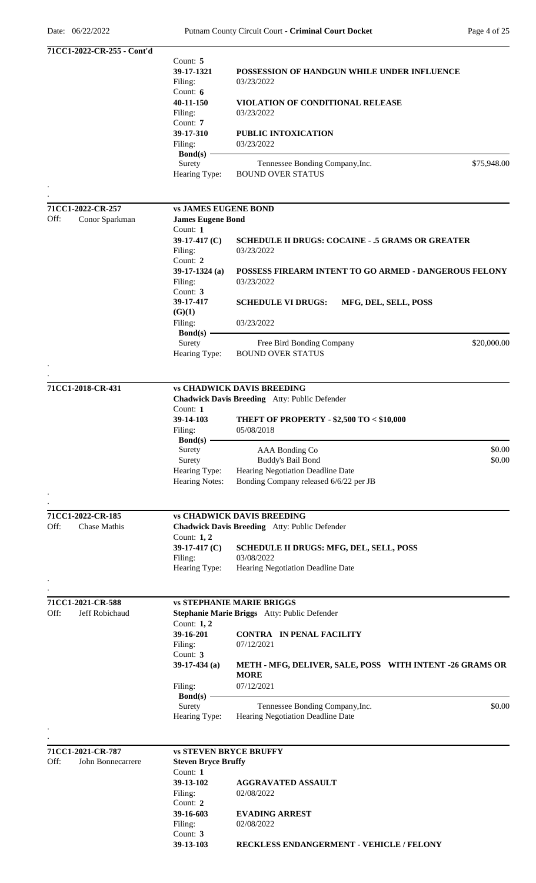**71CC1-2022-CR-255 - Cont'd**

Count: **5**
**39-17-1321** **POSSESSION OF HANDGUN WHILE UNDER INFLUENCE**
Filing: 03/23/2022
Count: **6**
**40-11-150** **VIOLATION OF CONDITIONAL RELEASE**
Filing: 03/23/2022
Count: **7**
**39-17-310** **PUBLIC INTOXICATION**
Filing: 03/23/2022

**Bond(s)**

| | | |
|---|---|---|
| Surety | Tennessee Bonding Company,Inc. | $75,948.00 |

Hearing Type: BOUND OVER STATUS

.
.

---

**71CC1-2022-CR-257** — **vs JAMES EUGENE BOND**
Off: Conor Sparkman

**James Eugene Bond**
Count: **1**
**39-17-417 (C)** **SCHEDULE II DRUGS: COCAINE - .5 GRAMS OR GREATER**
Filing: 03/23/2022
Count: **2**
**39-17-1324 (a)** **POSSESS FIREARM INTENT TO GO ARMED - DANGEROUS FELONY**
Filing: 03/23/2022
Count: **3**
**39-17-417 (G)(1)** **SCHEDULE VI DRUGS: MFG, DEL, SELL, POSS**
Filing: 03/23/2022

**Bond(s)**

| | | |
|---|---|---|
| Surety | Free Bird Bonding Company | $20,000.00 |

Hearing Type: BOUND OVER STATUS

.
.

---

**71CC1-2018-CR-431** — **vs CHADWICK DAVIS BREEDING**

**Chadwick Davis Breeding** Atty: Public Defender
Count: **1**
**39-14-103** **THEFT OF PROPERTY - $2,500 TO < $10,000**
Filing: 05/08/2018

**Bond(s)**

| | | |
|---|---|---|
| Surety | AAA Bonding Co | $0.00 |
| Surety | Buddy's Bail Bond | $0.00 |

Hearing Type: Hearing Negotiation Deadline Date
Hearing Notes: Bonding Company released 6/6/22 per JB

.
.

---

**71CC1-2022-CR-185** — **vs CHADWICK DAVIS BREEDING**
Off: Chase Mathis

**Chadwick Davis Breeding** Atty: Public Defender
Count: **1, 2**
**39-17-417 (C)** **SCHEDULE II DRUGS: MFG, DEL, SELL, POSS**
Filing: 03/08/2022
Hearing Type: Hearing Negotiation Deadline Date

.
.

---

**71CC1-2021-CR-588** — **vs STEPHANIE MARIE BRIGGS**
Off: Jeff Robichaud

**Stephanie Marie Briggs** Atty: Public Defender
Count: **1, 2**
**39-16-201** **CONTRA IN PENAL FACILITY**
Filing: 07/12/2021
Count: **3**
**39-17-434 (a)** **METH - MFG, DELIVER, SALE, POSS WITH INTENT -26 GRAMS OR MORE**
Filing: 07/12/2021

**Bond(s)**

| | | |
|---|---|---|
| Surety | Tennessee Bonding Company,Inc. | $0.00 |

Hearing Type: Hearing Negotiation Deadline Date

.
.

---

**71CC1-2021-CR-787** — **vs STEVEN BRYCE BRUFFY**
Off: John Bonnecarrere

**Steven Bryce Bruffy**
Count: **1**
**39-13-102** **AGGRAVATED ASSAULT**
Filing: 02/08/2022
Count: **2**
**39-16-603** **EVADING ARREST**
Filing: 02/08/2022
Count: **3**
**39-13-103** **RECKLESS ENDANGERMENT - VEHICLE / FELONY**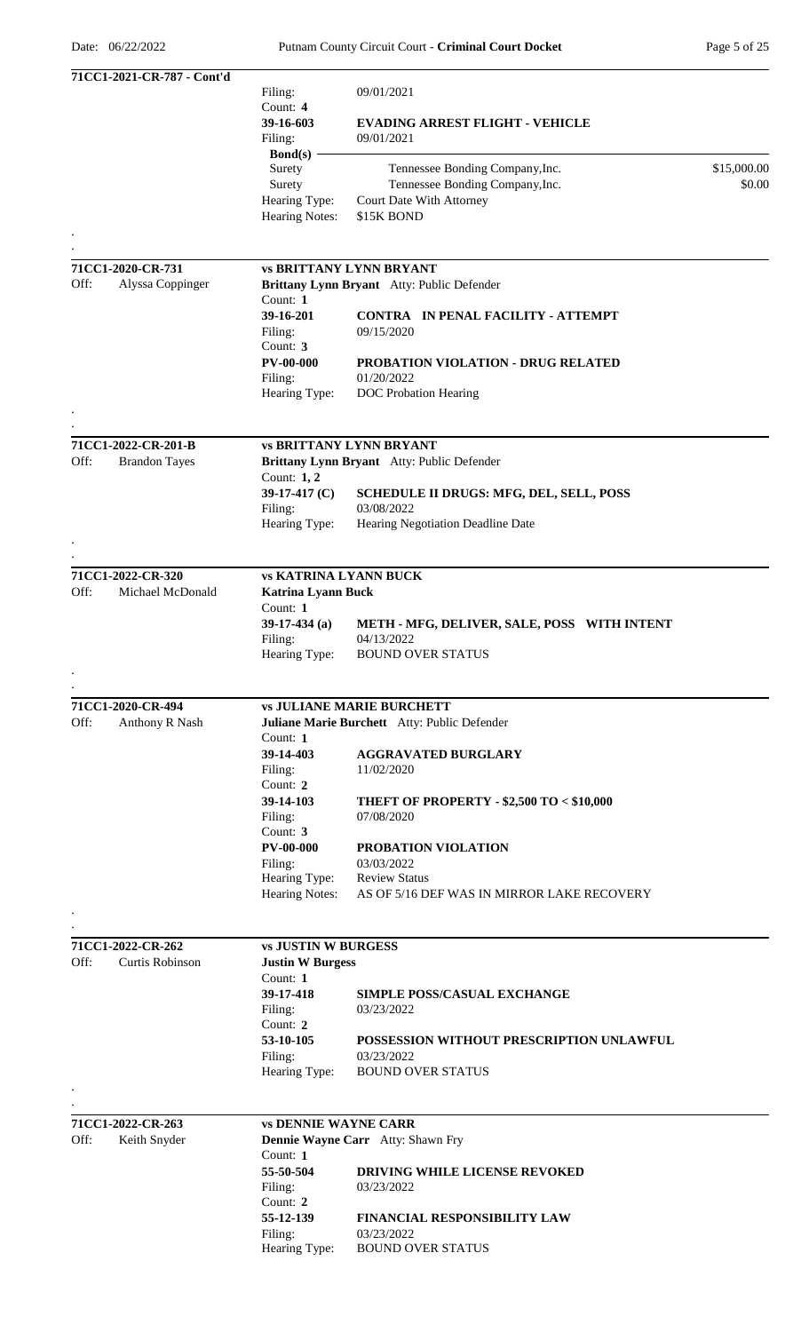**71CC1-2021-CR-787 - Cont'd**

Filing: 09/01/2021

Count: **4**

**39-16-603** **EVADING ARREST FLIGHT - VEHICLE**

Filing: 09/01/2021

**Bond(s)**

| Type | Company | Amount |
|---|---|---|
| Surety | Tennessee Bonding Company,Inc. | $15,000.00 |
| Surety | Tennessee Bonding Company,Inc. | $0.00 |

Hearing Type: Court Date With Attorney

Hearing Notes: $15K BOND

.

.

---

**71CC1-2020-CR-731** — **vs BRITTANY LYNN BRYANT**

Off: Alyssa Coppinger

**Brittany Lynn Bryant** Atty: Public Defender

Count: **1**

**39-16-201** **CONTRA IN PENAL FACILITY - ATTEMPT**

Filing: 09/15/2020

Count: **3**

**PV-00-000** **PROBATION VIOLATION - DRUG RELATED**

Filing: 01/20/2022

Hearing Type: DOC Probation Hearing

.

.

---

**71CC1-2022-CR-201-B** — **vs BRITTANY LYNN BRYANT**

Off: Brandon Tayes

**Brittany Lynn Bryant** Atty: Public Defender

Count: **1, 2**

**39-17-417 (C)** **SCHEDULE II DRUGS: MFG, DEL, SELL, POSS**

Filing: 03/08/2022

Hearing Type: Hearing Negotiation Deadline Date

.

.

---

**71CC1-2022-CR-320** — **vs KATRINA LYANN BUCK**

Off: Michael McDonald

**Katrina Lyann Buck**

Count: **1**

**39-17-434 (a)** **METH - MFG, DELIVER, SALE, POSS WITH INTENT**

Filing: 04/13/2022

Hearing Type: BOUND OVER STATUS

.

.

---

**71CC1-2020-CR-494** — **vs JULIANE MARIE BURCHETT**

Off: Anthony R Nash

**Juliane Marie Burchett** Atty: Public Defender

Count: **1**

**39-14-403** **AGGRAVATED BURGLARY**

Filing: 11/02/2020

Count: **2**

**39-14-103** **THEFT OF PROPERTY - $2,500 TO < $10,000**

Filing: 07/08/2020

Count: **3**

**PV-00-000** **PROBATION VIOLATION**

Filing: 03/03/2022

Hearing Type: Review Status

Hearing Notes: AS OF 5/16 DEF WAS IN MIRROR LAKE RECOVERY

.

.

---

**71CC1-2022-CR-262** — **vs JUSTIN W BURGESS**

Off: Curtis Robinson

**Justin W Burgess**

Count: **1**

**39-17-418** **SIMPLE POSS/CASUAL EXCHANGE**

Filing: 03/23/2022

Count: **2**

**53-10-105** **POSSESSION WITHOUT PRESCRIPTION UNLAWFUL**

Filing: 03/23/2022

Hearing Type: BOUND OVER STATUS

.

.

---

**71CC1-2022-CR-263** — **vs DENNIE WAYNE CARR**

Off: Keith Snyder

**Dennie Wayne Carr** Atty: Shawn Fry

Count: **1**

**55-50-504** **DRIVING WHILE LICENSE REVOKED**

Filing: 03/23/2022

Count: **2**

**55-12-139** **FINANCIAL RESPONSIBILITY LAW**

Filing: 03/23/2022

Hearing Type: BOUND OVER STATUS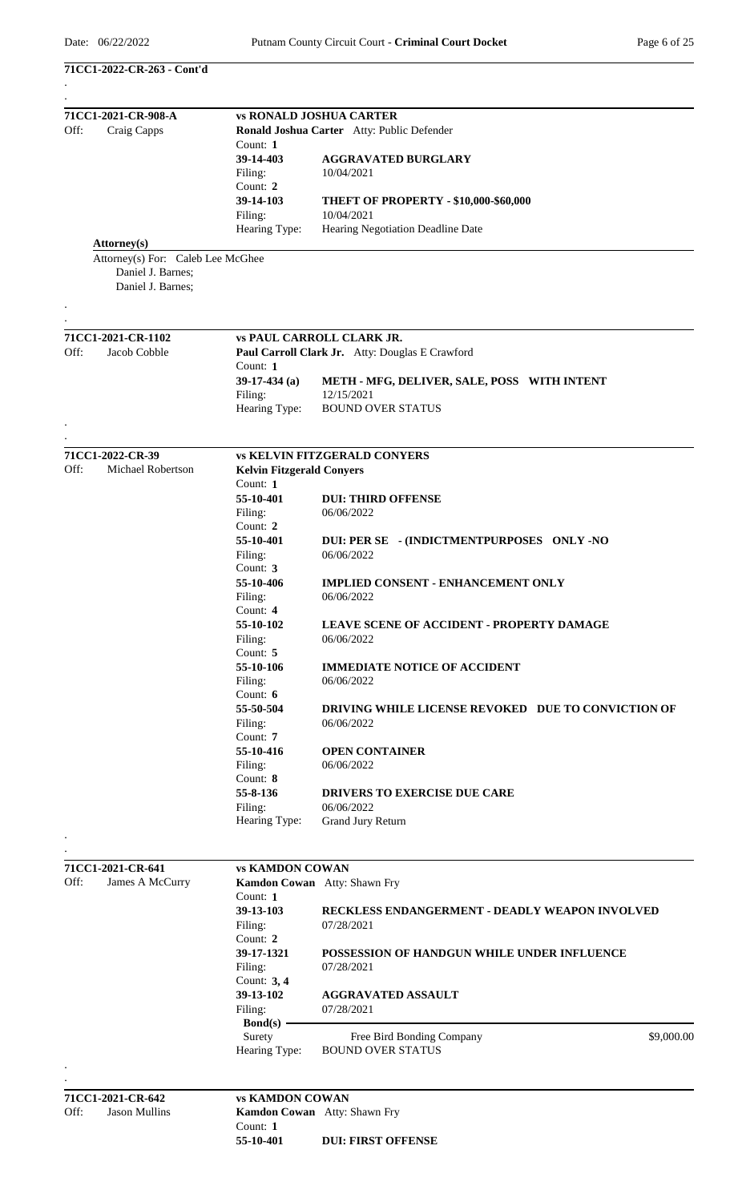**71CC1-2022-CR-263 - Cont'd**

---

**71CC1-2021-CR-908-A** — **vs RONALD JOSHUA CARTER**

Off: Craig Capps

**Ronald Joshua Carter** Atty: Public Defender

| Count | Statute | Charge | Filing |
|---|---|---|---|
| 1 | **39-14-403** | **AGGRAVATED BURGLARY** | 10/04/2021 |
| 2 | **39-14-103** | **THEFT OF PROPERTY - $10,000-$60,000** | 10/04/2021 |

Hearing Type: Hearing Negotiation Deadline Date

**Attorney(s)**

Attorney(s) For: Caleb Lee McGhee
Daniel J. Barnes;
Daniel J. Barnes;

---

**71CC1-2021-CR-1102** — **vs PAUL CARROLL CLARK JR.**

Off: Jacob Cobble

**Paul Carroll Clark Jr.** Atty: Douglas E Crawford

| Count | Statute | Charge | Filing |
|---|---|---|---|
| 1 | **39-17-434 (a)** | **METH - MFG, DELIVER, SALE, POSS WITH INTENT** | 12/15/2021 |

Hearing Type: BOUND OVER STATUS

---

**71CC1-2022-CR-39** — **vs KELVIN FITZGERALD CONYERS**

Off: Michael Robertson

**Kelvin Fitzgerald Conyers**

| Count | Statute | Charge | Filing |
|---|---|---|---|
| 1 | **55-10-401** | **DUI: THIRD OFFENSE** | 06/06/2022 |
| 2 | **55-10-401** | **DUI: PER SE - (INDICTMENTPURPOSES ONLY -NO** | 06/06/2022 |
| 3 | **55-10-406** | **IMPLIED CONSENT - ENHANCEMENT ONLY** | 06/06/2022 |
| 4 | **55-10-102** | **LEAVE SCENE OF ACCIDENT - PROPERTY DAMAGE** | 06/06/2022 |
| 5 | **55-10-106** | **IMMEDIATE NOTICE OF ACCIDENT** | 06/06/2022 |
| 6 | **55-50-504** | **DRIVING WHILE LICENSE REVOKED DUE TO CONVICTION OF** | 06/06/2022 |
| 7 | **55-10-416** | **OPEN CONTAINER** | 06/06/2022 |
| 8 | **55-8-136** | **DRIVERS TO EXERCISE DUE CARE** | 06/06/2022 |

Hearing Type: Grand Jury Return

---

**71CC1-2021-CR-641** — **vs KAMDON COWAN**

Off: James A McCurry

**Kamdon Cowan** Atty: Shawn Fry

| Count | Statute | Charge | Filing |
|---|---|---|---|
| 1 | **39-13-103** | **RECKLESS ENDANGERMENT - DEADLY WEAPON INVOLVED** | 07/28/2021 |
| 2 | **39-17-1321** | **POSSESSION OF HANDGUN WHILE UNDER INFLUENCE** | 07/28/2021 |
| 3, 4 | **39-13-102** | **AGGRAVATED ASSAULT** | 07/28/2021 |

**Bond(s)**

| Type | Company | Amount |
|---|---|---|
| Surety | Free Bird Bonding Company | $9,000.00 |

Hearing Type: BOUND OVER STATUS

---

**71CC1-2021-CR-642** — **vs KAMDON COWAN**

Off: Jason Mullins

**Kamdon Cowan** Atty: Shawn Fry

| Count | Statute | Charge |
|---|---|---|
| 1 | **55-10-401** | **DUI: FIRST OFFENSE** |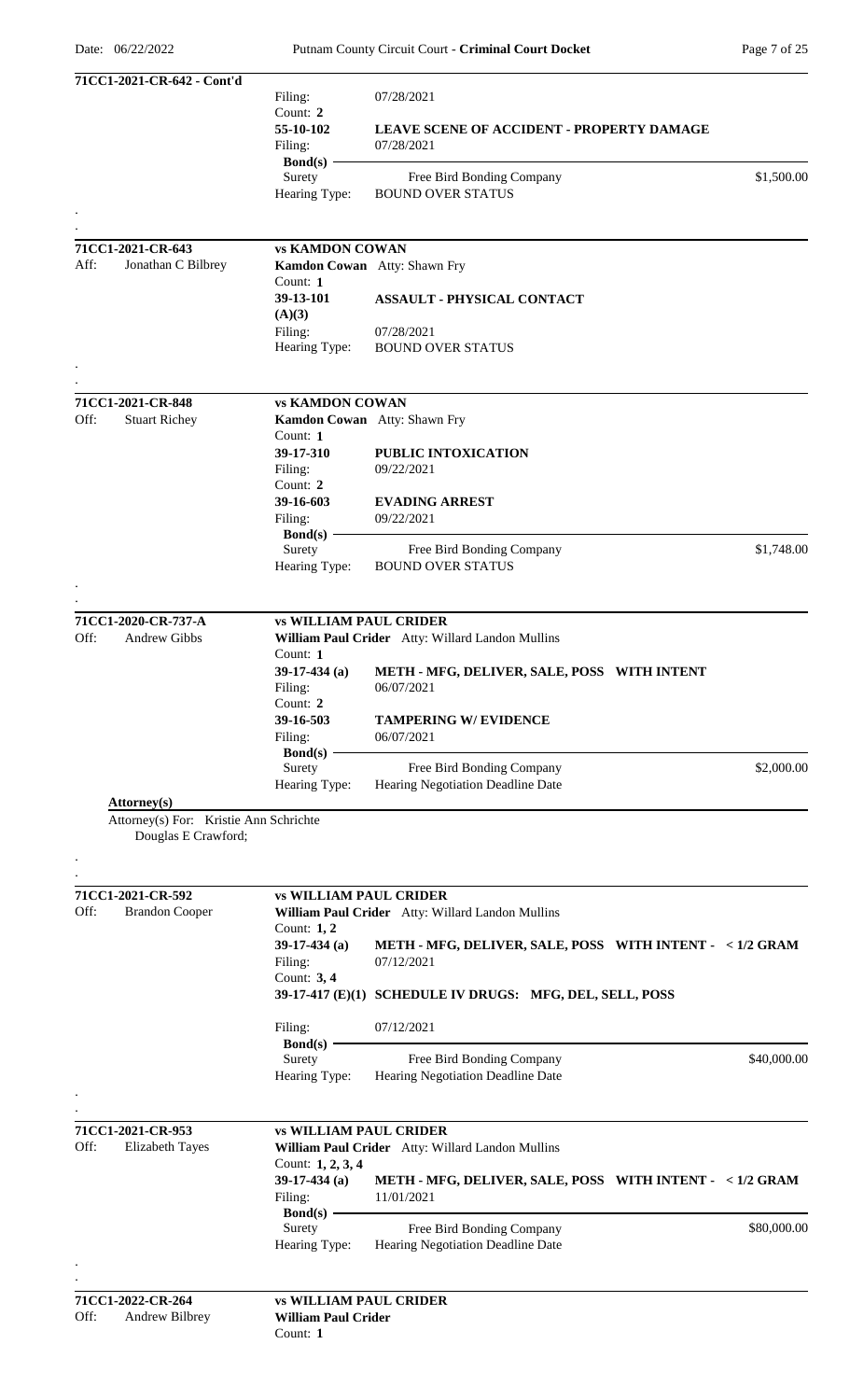**71CC1-2021-CR-642 - Cont'd**

Filing: 07/28/2021

Count: **2**

**55-10-102** **LEAVE SCENE OF ACCIDENT - PROPERTY DAMAGE**

Filing: 07/28/2021

**Bond(s)**

| Surety | Free Bird Bonding Company | $1,500.00 |
|---|---|---|

Hearing Type: BOUND OVER STATUS

.

.

---

**71CC1-2021-CR-643** **vs KAMDON COWAN**

Aff: Jonathan C Bilbrey

**Kamdon Cowan** Atty: Shawn Fry

Count: **1**

**39-13-101 (A)(3)** **ASSAULT - PHYSICAL CONTACT**

Filing: 07/28/2021

Hearing Type: BOUND OVER STATUS

.

.

---

**71CC1-2021-CR-848** **vs KAMDON COWAN**

Off: Stuart Richey

**Kamdon Cowan** Atty: Shawn Fry

Count: **1**

**39-17-310** **PUBLIC INTOXICATION**

Filing: 09/22/2021

Count: **2**

**39-16-603** **EVADING ARREST**

Filing: 09/22/2021

**Bond(s)**

| Surety | Free Bird Bonding Company | $1,748.00 |
|---|---|---|

Hearing Type: BOUND OVER STATUS

.

.

---

**71CC1-2020-CR-737-A** **vs WILLIAM PAUL CRIDER**

Off: Andrew Gibbs

**William Paul Crider** Atty: Willard Landon Mullins

Count: **1**

**39-17-434 (a)** **METH - MFG, DELIVER, SALE, POSS WITH INTENT**

Filing: 06/07/2021

Count: **2**

**39-16-503** **TAMPERING W/ EVIDENCE**

Filing: 06/07/2021

**Bond(s)**

| Surety | Free Bird Bonding Company | $2,000.00 |
|---|---|---|

Hearing Type: Hearing Negotiation Deadline Date

**Attorney(s)**

Attorney(s) For: Kristie Ann Schrichte

Douglas E Crawford;

.

.

---

**71CC1-2021-CR-592** **vs WILLIAM PAUL CRIDER**

Off: Brandon Cooper

**William Paul Crider** Atty: Willard Landon Mullins

Count: **1, 2**

**39-17-434 (a)** **METH - MFG, DELIVER, SALE, POSS WITH INTENT - < 1/2 GRAM**

Filing: 07/12/2021

Count: **3, 4**

**39-17-417 (E)(1)** **SCHEDULE IV DRUGS: MFG, DEL, SELL, POSS**

Filing: 07/12/2021

**Bond(s)**

| Surety | Free Bird Bonding Company | $40,000.00 |
|---|---|---|

Hearing Type: Hearing Negotiation Deadline Date

.

.

---

**71CC1-2021-CR-953** **vs WILLIAM PAUL CRIDER**

Off: Elizabeth Tayes

**William Paul Crider** Atty: Willard Landon Mullins

Count: **1, 2, 3, 4**

**39-17-434 (a)** **METH - MFG, DELIVER, SALE, POSS WITH INTENT - < 1/2 GRAM**

Filing: 11/01/2021

**Bond(s)**

| Surety | Free Bird Bonding Company | $80,000.00 |
|---|---|---|

Hearing Type: Hearing Negotiation Deadline Date

.

.

---

**71CC1-2022-CR-264** **vs WILLIAM PAUL CRIDER**

Off: Andrew Bilbrey

**William Paul Crider**

Count: **1**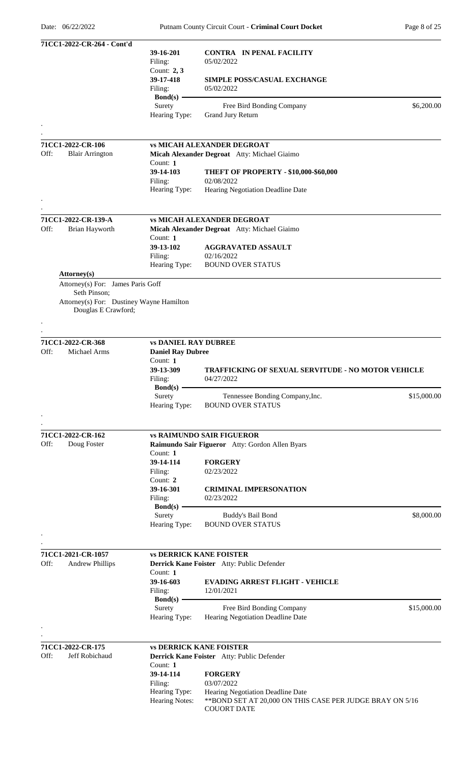**71CC1-2022-CR-264 - Cont'd**

| | | |
|---|---|---|
| **39-16-201** | **CONTRA IN PENAL FACILITY** | |
| Filing: | 05/02/2022 | |
| Count: **2, 3** | | |
| **39-17-418** | **SIMPLE POSS/CASUAL EXCHANGE** | |
| Filing: | 05/02/2022 | |
| **Bond(s)** | | |
| Surety | Free Bird Bonding Company | $6,200.00 |
| Hearing Type: | Grand Jury Return | |

---

**71CC1-2022-CR-106** — **vs MICAH ALEXANDER DEGROAT**

Off: Blair Arrington

**Micah Alexander Degroat** Atty: Michael Giaimo

| | |
|---|---|
| Count: **1** | |
| **39-14-103** | **THEFT OF PROPERTY - $10,000-$60,000** |
| Filing: | 02/08/2022 |
| Hearing Type: | Hearing Negotiation Deadline Date |

---

**71CC1-2022-CR-139-A** — **vs MICAH ALEXANDER DEGROAT**

Off: Brian Hayworth

**Micah Alexander Degroat** Atty: Michael Giaimo

| | |
|---|---|
| Count: **1** | |
| **39-13-102** | **AGGRAVATED ASSAULT** |
| Filing: | 02/16/2022 |
| Hearing Type: | BOUND OVER STATUS |

**Attorney(s)**

Attorney(s) For: James Paris Goff
Seth Pinson;
Attorney(s) For: Dustiney Wayne Hamilton
Douglas E Crawford;

---

**71CC1-2022-CR-368** — **vs DANIEL RAY DUBREE**

Off: Michael Arms

**Daniel Ray Dubree**

| | | |
|---|---|---|
| Count: **1** | | |
| **39-13-309** | **TRAFFICKING OF SEXUAL SERVITUDE - NO MOTOR VEHICLE** | |
| Filing: | 04/27/2022 | |
| **Bond(s)** | | |
| Surety | Tennessee Bonding Company,Inc. | $15,000.00 |
| Hearing Type: | BOUND OVER STATUS | |

---

**71CC1-2022-CR-162** — **vs RAIMUNDO SAIR FIGUEROR**

Off: Doug Foster

**Raimundo Sair Figueror** Atty: Gordon Allen Byars

| | | |
|---|---|---|
| Count: **1** | | |
| **39-14-114** | **FORGERY** | |
| Filing: | 02/23/2022 | |
| Count: **2** | | |
| **39-16-301** | **CRIMINAL IMPERSONATION** | |
| Filing: | 02/23/2022 | |
| **Bond(s)** | | |
| Surety | Buddy's Bail Bond | $8,000.00 |
| Hearing Type: | BOUND OVER STATUS | |

---

**71CC1-2021-CR-1057** — **vs DERRICK KANE FOISTER**

Off: Andrew Phillips

**Derrick Kane Foister** Atty: Public Defender

| | | |
|---|---|---|
| Count: **1** | | |
| **39-16-603** | **EVADING ARREST FLIGHT - VEHICLE** | |
| Filing: | 12/01/2021 | |
| **Bond(s)** | | |
| Surety | Free Bird Bonding Company | $15,000.00 |
| Hearing Type: | Hearing Negotiation Deadline Date | |

---

**71CC1-2022-CR-175** — **vs DERRICK KANE FOISTER**

Off: Jeff Robichaud

**Derrick Kane Foister** Atty: Public Defender

| | |
|---|---|
| Count: **1** | |
| **39-14-114** | **FORGERY** |
| Filing: | 03/07/2022 |
| Hearing Type: | Hearing Negotiation Deadline Date |
| Hearing Notes: | **BOND SET AT 20,000 ON THIS CASE PER JUDGE BRAY ON 5/16 COUORT DATE |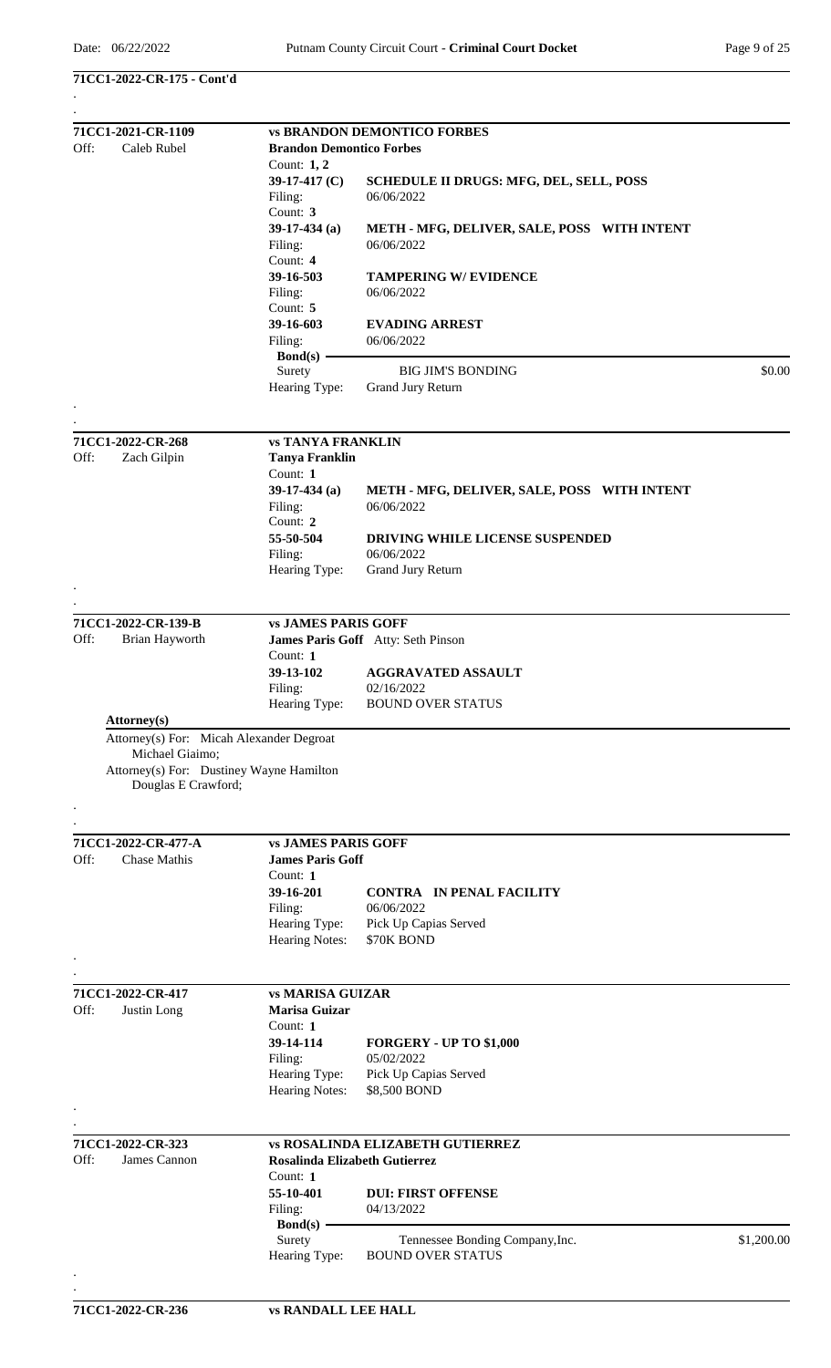**71CC1-2022-CR-175 - Cont'd**

---

**71CC1-2021-CR-1109** — **vs BRANDON DEMONTICO FORBES**

Off: Caleb Rubel

**Brandon Demontico Forbes**

Count: **1, 2**
**39-17-417 (C)** — **SCHEDULE II DRUGS: MFG, DEL, SELL, POSS**
Filing: 06/06/2022

Count: **3**
**39-17-434 (a)** — **METH - MFG, DELIVER, SALE, POSS WITH INTENT**
Filing: 06/06/2022

Count: **4**
**39-16-503** — **TAMPERING W/ EVIDENCE**
Filing: 06/06/2022

Count: **5**
**39-16-603** — **EVADING ARREST**
Filing: 06/06/2022

**Bond(s)**

| Type | Bonding Company | Amount |
| --- | --- | --- |
| Surety | BIG JIM'S BONDING | $0.00 |

Hearing Type: Grand Jury Return

---

**71CC1-2022-CR-268** — **vs TANYA FRANKLIN**

Off: Zach Gilpin

**Tanya Franklin**

Count: **1**
**39-17-434 (a)** — **METH - MFG, DELIVER, SALE, POSS WITH INTENT**
Filing: 06/06/2022

Count: **2**
**55-50-504** — **DRIVING WHILE LICENSE SUSPENDED**
Filing: 06/06/2022

Hearing Type: Grand Jury Return

---

**71CC1-2022-CR-139-B** — **vs JAMES PARIS GOFF**

Off: Brian Hayworth

**James Paris Goff** Atty: Seth Pinson

Count: **1**
**39-13-102** — **AGGRAVATED ASSAULT**
Filing: 02/16/2022

Hearing Type: BOUND OVER STATUS

**Attorney(s)**

Attorney(s) For: Micah Alexander Degroat
Michael Giaimo;
Attorney(s) For: Dustiney Wayne Hamilton
Douglas E Crawford;

---

**71CC1-2022-CR-477-A** — **vs JAMES PARIS GOFF**

Off: Chase Mathis

**James Paris Goff**

Count: **1**
**39-16-201** — **CONTRA IN PENAL FACILITY**
Filing: 06/06/2022

Hearing Type: Pick Up Capias Served
Hearing Notes: $70K BOND

---

**71CC1-2022-CR-417** — **vs MARISA GUIZAR**

Off: Justin Long

**Marisa Guizar**

Count: **1**
**39-14-114** — **FORGERY - UP TO $1,000**
Filing: 05/02/2022

Hearing Type: Pick Up Capias Served
Hearing Notes: $8,500 BOND

---

**71CC1-2022-CR-323** — **vs ROSALINDA ELIZABETH GUTIERREZ**

Off: James Cannon

**Rosalinda Elizabeth Gutierrez**

Count: **1**
**55-10-401** — **DUI: FIRST OFFENSE**
Filing: 04/13/2022

**Bond(s)**

| Type | Bonding Company | Amount |
| --- | --- | --- |
| Surety | Tennessee Bonding Company,Inc. | $1,200.00 |

Hearing Type: BOUND OVER STATUS

---

**71CC1-2022-CR-236** — **vs RANDALL LEE HALL**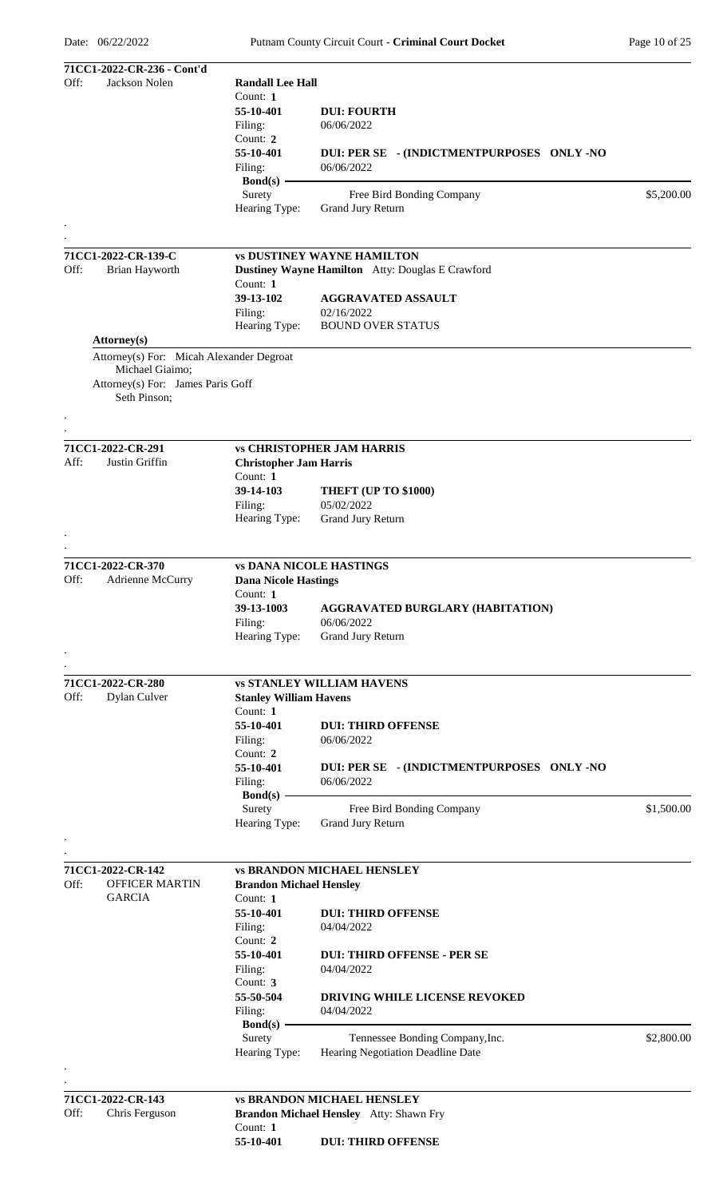**71CC1-2022-CR-236 - Cont'd**

Off: Jackson Nolen

**Randall Lee Hall**

Count: **1**
**55-10-401** **DUI: FOURTH**
Filing: 06/06/2022

Count: **2**
**55-10-401** **DUI: PER SE - (INDICTMENTPURPOSES ONLY -NO**
Filing: 06/06/2022

**Bond(s)**
Surety Free Bird Bonding Company $5,200.00
Hearing Type: Grand Jury Return

.
.

---

**71CC1-2022-CR-139-C** **vs DUSTINEY WAYNE HAMILTON**

Off: Brian Hayworth

**Dustiney Wayne Hamilton** Atty: Douglas E Crawford

Count: **1**
**39-13-102** **AGGRAVATED ASSAULT**
Filing: 02/16/2022
Hearing Type: BOUND OVER STATUS

**Attorney(s)**

Attorney(s) For: Micah Alexander Degroat
Michael Giaimo;
Attorney(s) For: James Paris Goff
Seth Pinson;

.
.

---

**71CC1-2022-CR-291** **vs CHRISTOPHER JAM HARRIS**

Aff: Justin Griffin

**Christopher Jam Harris**

Count: **1**
**39-14-103** **THEFT (UP TO $1000)**
Filing: 05/02/2022
Hearing Type: Grand Jury Return

.
.

---

**71CC1-2022-CR-370** **vs DANA NICOLE HASTINGS**

Off: Adrienne McCurry

**Dana Nicole Hastings**

Count: **1**
**39-13-1003** **AGGRAVATED BURGLARY (HABITATION)**
Filing: 06/06/2022
Hearing Type: Grand Jury Return

.
.

---

**71CC1-2022-CR-280** **vs STANLEY WILLIAM HAVENS**

Off: Dylan Culver

**Stanley William Havens**

Count: **1**
**55-10-401** **DUI: THIRD OFFENSE**
Filing: 06/06/2022

Count: **2**
**55-10-401** **DUI: PER SE - (INDICTMENTPURPOSES ONLY -NO**
Filing: 06/06/2022

**Bond(s)**
Surety Free Bird Bonding Company $1,500.00
Hearing Type: Grand Jury Return

.
.

---

**71CC1-2022-CR-142** **vs BRANDON MICHAEL HENSLEY**

Off: OFFICER MARTIN GARCIA

**Brandon Michael Hensley**

Count: **1**
**55-10-401** **DUI: THIRD OFFENSE**
Filing: 04/04/2022

Count: **2**
**55-10-401** **DUI: THIRD OFFENSE - PER SE**
Filing: 04/04/2022

Count: **3**
**55-50-504** **DRIVING WHILE LICENSE REVOKED**
Filing: 04/04/2022

**Bond(s)**
Surety Tennessee Bonding Company,Inc. $2,800.00
Hearing Type: Hearing Negotiation Deadline Date

.
.

---

**71CC1-2022-CR-143** **vs BRANDON MICHAEL HENSLEY**

Off: Chris Ferguson

**Brandon Michael Hensley** Atty: Shawn Fry

Count: **1**
**55-10-401** **DUI: THIRD OFFENSE**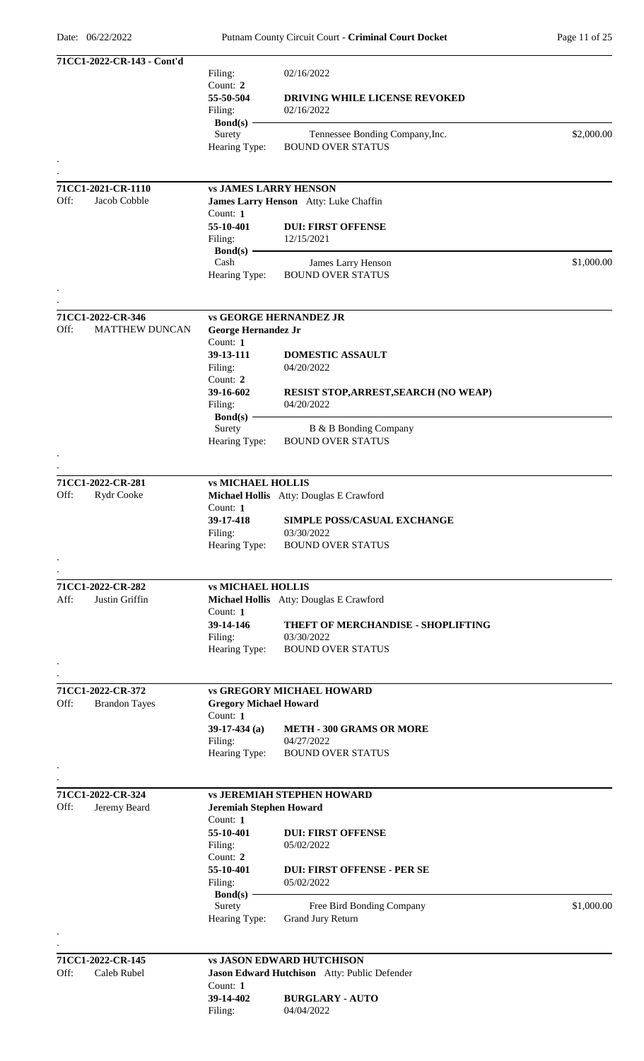**71CC1-2022-CR-143 - Cont'd**

Filing: 02/16/2022

Count: **2**

**55-50-504** **DRIVING WHILE LICENSE REVOKED**

Filing: 02/16/2022

**Bond(s)**

Surety Tennessee Bonding Company,Inc. $2,000.00

Hearing Type: BOUND OVER STATUS

---

**71CC1-2021-CR-1110** **vs JAMES LARRY HENSON**

Off: Jacob Cobble

**James Larry Henson** Atty: Luke Chaffin

Count: **1**

**55-10-401** **DUI: FIRST OFFENSE**

Filing: 12/15/2021

**Bond(s)**

Cash James Larry Henson $1,000.00

Hearing Type: BOUND OVER STATUS

---

**71CC1-2022-CR-346** **vs GEORGE HERNANDEZ JR**

Off: MATTHEW DUNCAN

**George Hernandez Jr**

Count: **1**

**39-13-111** **DOMESTIC ASSAULT**

Filing: 04/20/2022

Count: **2**

**39-16-602** **RESIST STOP,ARREST,SEARCH (NO WEAP)**

Filing: 04/20/2022

**Bond(s)**

Surety B & B Bonding Company

Hearing Type: BOUND OVER STATUS

---

**71CC1-2022-CR-281** **vs MICHAEL HOLLIS**

Off: Rydr Cooke

**Michael Hollis** Atty: Douglas E Crawford

Count: **1**

**39-17-418** **SIMPLE POSS/CASUAL EXCHANGE**

Filing: 03/30/2022

Hearing Type: BOUND OVER STATUS

---

**71CC1-2022-CR-282** **vs MICHAEL HOLLIS**

Aff: Justin Griffin

**Michael Hollis** Atty: Douglas E Crawford

Count: **1**

**39-14-146** **THEFT OF MERCHANDISE - SHOPLIFTING**

Filing: 03/30/2022

Hearing Type: BOUND OVER STATUS

---

**71CC1-2022-CR-372** **vs GREGORY MICHAEL HOWARD**

Off: Brandon Tayes

**Gregory Michael Howard**

Count: **1**

**39-17-434 (a)** **METH - 300 GRAMS OR MORE**

Filing: 04/27/2022

Hearing Type: BOUND OVER STATUS

---

**71CC1-2022-CR-324** **vs JEREMIAH STEPHEN HOWARD**

Off: Jeremy Beard

**Jeremiah Stephen Howard**

Count: **1**

**55-10-401** **DUI: FIRST OFFENSE**

Filing: 05/02/2022

Count: **2**

**55-10-401** **DUI: FIRST OFFENSE - PER SE**

Filing: 05/02/2022

**Bond(s)**

Surety Free Bird Bonding Company $1,000.00

Hearing Type: Grand Jury Return

---

**71CC1-2022-CR-145** **vs JASON EDWARD HUTCHISON**

Off: Caleb Rubel

**Jason Edward Hutchison** Atty: Public Defender

Count: **1**

**39-14-402** **BURGLARY - AUTO**

Filing: 04/04/2022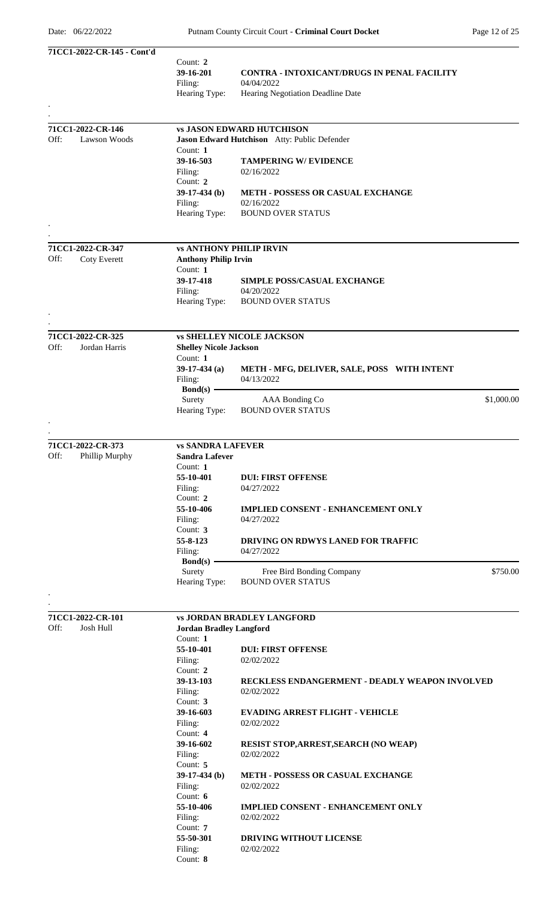**71CC1-2022-CR-145 - Cont'd**

Count: **2**
**39-16-201** **CONTRA - INTOXICANT/DRUGS IN PENAL FACILITY**
Filing: 04/04/2022
Hearing Type: Hearing Negotiation Deadline Date

.
.

---

**71CC1-2022-CR-146** **vs JASON EDWARD HUTCHISON**
Off: Lawson Woods

**Jason Edward Hutchison** Atty: Public Defender

Count: **1**
**39-16-503** **TAMPERING W/ EVIDENCE**
Filing: 02/16/2022

Count: **2**
**39-17-434 (b)** **METH - POSSESS OR CASUAL EXCHANGE**
Filing: 02/16/2022
Hearing Type: BOUND OVER STATUS

.
.

---

**71CC1-2022-CR-347** **vs ANTHONY PHILIP IRVIN**
Off: Coty Everett

**Anthony Philip Irvin**

Count: **1**
**39-17-418** **SIMPLE POSS/CASUAL EXCHANGE**
Filing: 04/20/2022
Hearing Type: BOUND OVER STATUS

.
.

---

**71CC1-2022-CR-325** **vs SHELLEY NICOLE JACKSON**
Off: Jordan Harris

**Shelley Nicole Jackson**

Count: **1**
**39-17-434 (a)** **METH - MFG, DELIVER, SALE, POSS WITH INTENT**
Filing: 04/13/2022

**Bond(s)**
Surety AAA Bonding Co $1,000.00
Hearing Type: BOUND OVER STATUS

.
.

---

**71CC1-2022-CR-373** **vs SANDRA LAFEVER**
Off: Phillip Murphy

**Sandra Lafever**

Count: **1**
**55-10-401** **DUI: FIRST OFFENSE**
Filing: 04/27/2022

Count: **2**
**55-10-406** **IMPLIED CONSENT - ENHANCEMENT ONLY**
Filing: 04/27/2022

Count: **3**
**55-8-123** **DRIVING ON RDWYS LANED FOR TRAFFIC**
Filing: 04/27/2022

**Bond(s)**
Surety Free Bird Bonding Company $750.00
Hearing Type: BOUND OVER STATUS

.
.

---

**71CC1-2022-CR-101** **vs JORDAN BRADLEY LANGFORD**
Off: Josh Hull

**Jordan Bradley Langford**

Count: **1**
**55-10-401** **DUI: FIRST OFFENSE**
Filing: 02/02/2022

Count: **2**
**39-13-103** **RECKLESS ENDANGERMENT - DEADLY WEAPON INVOLVED**
Filing: 02/02/2022

Count: **3**
**39-16-603** **EVADING ARREST FLIGHT - VEHICLE**
Filing: 02/02/2022

Count: **4**
**39-16-602** **RESIST STOP,ARREST,SEARCH (NO WEAP)**
Filing: 02/02/2022

Count: **5**
**39-17-434 (b)** **METH - POSSESS OR CASUAL EXCHANGE**
Filing: 02/02/2022

Count: **6**
**55-10-406** **IMPLIED CONSENT - ENHANCEMENT ONLY**
Filing: 02/02/2022

Count: **7**
**55-50-301** **DRIVING WITHOUT LICENSE**
Filing: 02/02/2022

Count: **8**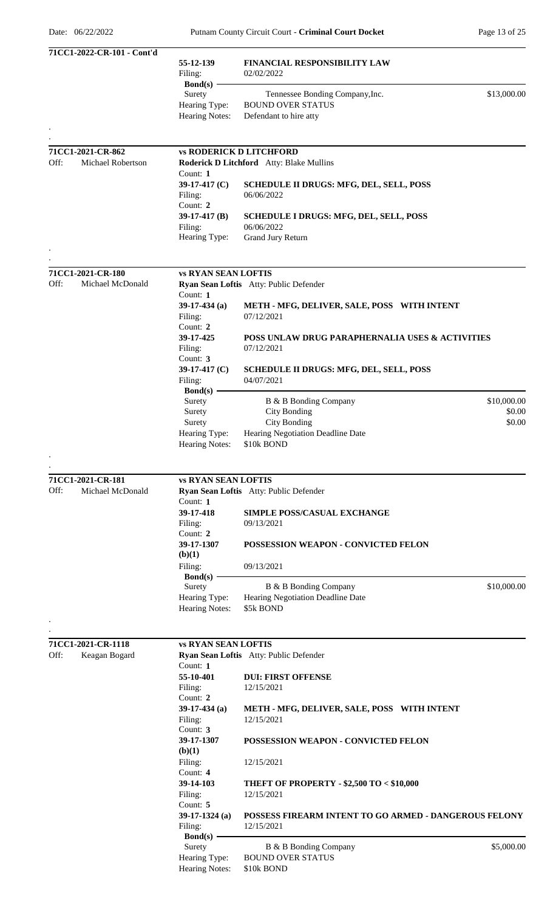**71CC1-2022-CR-101 - Cont'd**

| | |
|---|---|
| **55-12-139** | **FINANCIAL RESPONSIBILITY LAW** |
| Filing: | 02/02/2022 |
| **Bond(s)** | |
| Surety | Tennessee Bonding Company,Inc. — $13,000.00 |
| Hearing Type: | BOUND OVER STATUS |
| Hearing Notes: | Defendant to hire atty |

.
.

---

**71CC1-2021-CR-862** — **vs RODERICK D LITCHFORD**

Off: Michael Robertson

**Roderick D Litchford** Atty: Blake Mullins

| | |
|---|---|
| Count: **1** | |
| **39-17-417 (C)** | **SCHEDULE II DRUGS: MFG, DEL, SELL, POSS** |
| Filing: | 06/06/2022 |
| Count: **2** | |
| **39-17-417 (B)** | **SCHEDULE I DRUGS: MFG, DEL, SELL, POSS** |
| Filing: | 06/06/2022 |
| Hearing Type: | Grand Jury Return |

.
.

---

**71CC1-2021-CR-180** — **vs RYAN SEAN LOFTIS**

Off: Michael McDonald

**Ryan Sean Loftis** Atty: Public Defender

| | |
|---|---|
| Count: **1** | |
| **39-17-434 (a)** | **METH - MFG, DELIVER, SALE, POSS WITH INTENT** |
| Filing: | 07/12/2021 |
| Count: **2** | |
| **39-17-425** | **POSS UNLAW DRUG PARAPHERNALIA USES & ACTIVITIES** |
| Filing: | 07/12/2021 |
| Count: **3** | |
| **39-17-417 (C)** | **SCHEDULE II DRUGS: MFG, DEL, SELL, POSS** |
| Filing: | 04/07/2021 |
| **Bond(s)** | |
| Surety | B & B Bonding Company — $10,000.00 |
| Surety | City Bonding — $0.00 |
| Surety | City Bonding — $0.00 |
| Hearing Type: | Hearing Negotiation Deadline Date |
| Hearing Notes: | $10k BOND |

.
.

---

**71CC1-2021-CR-181** — **vs RYAN SEAN LOFTIS**

Off: Michael McDonald

**Ryan Sean Loftis** Atty: Public Defender

| | |
|---|---|
| Count: **1** | |
| **39-17-418** | **SIMPLE POSS/CASUAL EXCHANGE** |
| Filing: | 09/13/2021 |
| Count: **2** | |
| **39-17-1307 (b)(1)** | **POSSESSION WEAPON - CONVICTED FELON** |
| Filing: | 09/13/2021 |
| **Bond(s)** | |
| Surety | B & B Bonding Company — $10,000.00 |
| Hearing Type: | Hearing Negotiation Deadline Date |
| Hearing Notes: | $5k BOND |

.
.

---

**71CC1-2021-CR-1118** — **vs RYAN SEAN LOFTIS**

Off: Keagan Bogard

**Ryan Sean Loftis** Atty: Public Defender

| | |
|---|---|
| Count: **1** | |
| **55-10-401** | **DUI: FIRST OFFENSE** |
| Filing: | 12/15/2021 |
| Count: **2** | |
| **39-17-434 (a)** | **METH - MFG, DELIVER, SALE, POSS WITH INTENT** |
| Filing: | 12/15/2021 |
| Count: **3** | |
| **39-17-1307 (b)(1)** | **POSSESSION WEAPON - CONVICTED FELON** |
| Filing: | 12/15/2021 |
| Count: **4** | |
| **39-14-103** | **THEFT OF PROPERTY - $2,500 TO < $10,000** |
| Filing: | 12/15/2021 |
| Count: **5** | |
| **39-17-1324 (a)** | **POSSESS FIREARM INTENT TO GO ARMED - DANGEROUS FELONY** |
| Filing: | 12/15/2021 |
| **Bond(s)** | |
| Surety | B & B Bonding Company — $5,000.00 |
| Hearing Type: | BOUND OVER STATUS |
| Hearing Notes: | $10k BOND |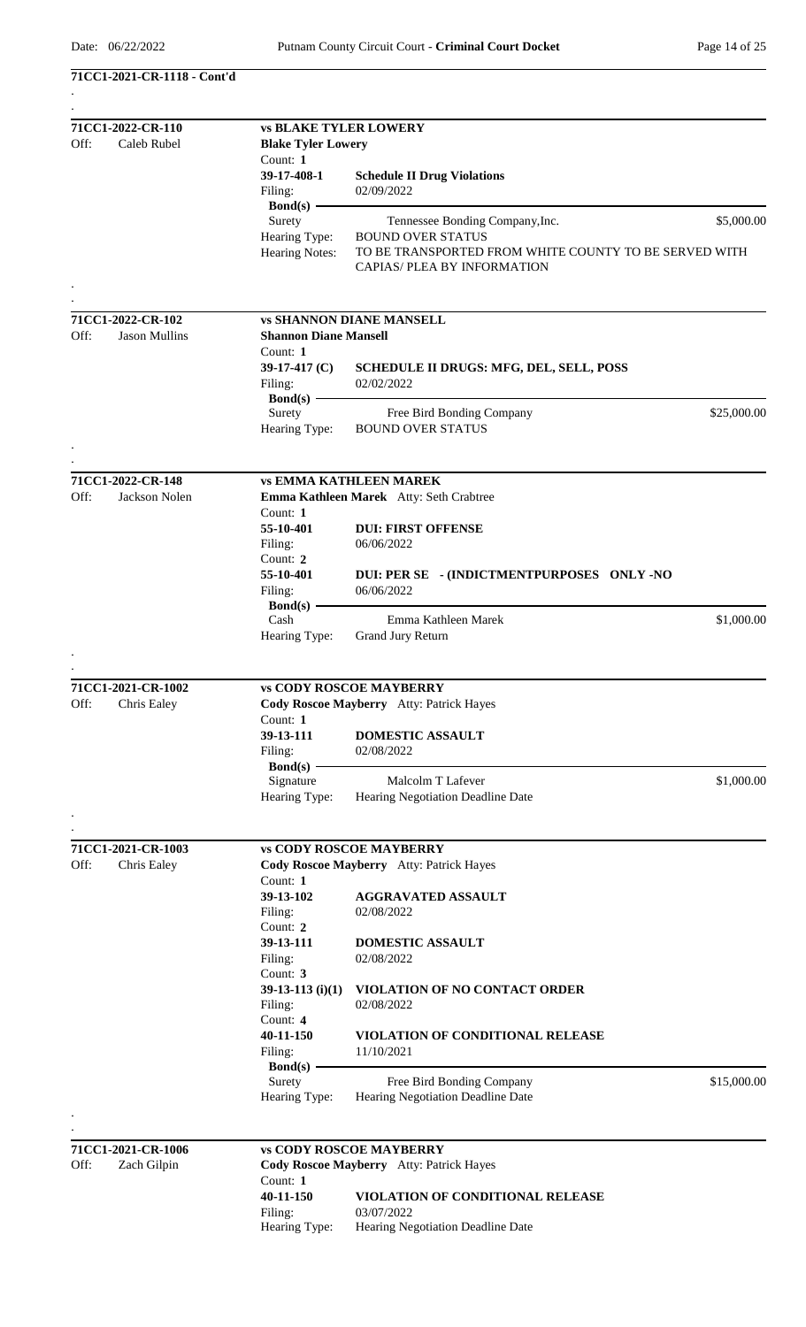**71CC1-2021-CR-1118 - Cont'd**

---

**71CC1-2022-CR-110** — **vs BLAKE TYLER LOWERY**

Off: Caleb Rubel

**Blake Tyler Lowery**

Count: **1**

**39-17-408-1** — **Schedule II Drug Violations**

Filing: 02/09/2022

**Bond(s)**

| Type | Bondsman | Amount |
|---|---|---|
| Surety | Tennessee Bonding Company,Inc. | $5,000.00 |

Hearing Type: BOUND OVER STATUS

Hearing Notes: TO BE TRANSPORTED FROM WHITE COUNTY TO BE SERVED WITH CAPIAS/ PLEA BY INFORMATION

---

**71CC1-2022-CR-102** — **vs SHANNON DIANE MANSELL**

Off: Jason Mullins

**Shannon Diane Mansell**

Count: **1**

**39-17-417 (C)** — **SCHEDULE II DRUGS: MFG, DEL, SELL, POSS**

Filing: 02/02/2022

**Bond(s)**

| Type | Bondsman | Amount |
|---|---|---|
| Surety | Free Bird Bonding Company | $25,000.00 |

Hearing Type: BOUND OVER STATUS

---

**71CC1-2022-CR-148** — **vs EMMA KATHLEEN MAREK**

Off: Jackson Nolen

**Emma Kathleen Marek** Atty: Seth Crabtree

Count: **1**

**55-10-401** — **DUI: FIRST OFFENSE**

Filing: 06/06/2022

Count: **2**

**55-10-401** — **DUI: PER SE - (INDICTMENTPURPOSES ONLY -NO**

Filing: 06/06/2022

**Bond(s)**

| Type | Bondsman | Amount |
|---|---|---|
| Cash | Emma Kathleen Marek | $1,000.00 |

Hearing Type: Grand Jury Return

---

**71CC1-2021-CR-1002** — **vs CODY ROSCOE MAYBERRY**

Off: Chris Ealey

**Cody Roscoe Mayberry** Atty: Patrick Hayes

Count: **1**

**39-13-111** — **DOMESTIC ASSAULT**

Filing: 02/08/2022

**Bond(s)**

| Type | Bondsman | Amount |
|---|---|---|
| Signature | Malcolm T Lafever | $1,000.00 |

Hearing Type: Hearing Negotiation Deadline Date

---

**71CC1-2021-CR-1003** — **vs CODY ROSCOE MAYBERRY**

Off: Chris Ealey

**Cody Roscoe Mayberry** Atty: Patrick Hayes

Count: **1**

**39-13-102** — **AGGRAVATED ASSAULT**

Filing: 02/08/2022

Count: **2**

**39-13-111** — **DOMESTIC ASSAULT**

Filing: 02/08/2022

Count: **3**

**39-13-113 (i)(1)** — **VIOLATION OF NO CONTACT ORDER**

Filing: 02/08/2022

Count: **4**

**40-11-150** — **VIOLATION OF CONDITIONAL RELEASE**

Filing: 11/10/2021

**Bond(s)**

| Type | Bondsman | Amount |
|---|---|---|
| Surety | Free Bird Bonding Company | $15,000.00 |

Hearing Type: Hearing Negotiation Deadline Date

---

**71CC1-2021-CR-1006** — **vs CODY ROSCOE MAYBERRY**

Off: Zach Gilpin

**Cody Roscoe Mayberry** Atty: Patrick Hayes

Count: **1**

**40-11-150** — **VIOLATION OF CONDITIONAL RELEASE**

Filing: 03/07/2022

Hearing Type: Hearing Negotiation Deadline Date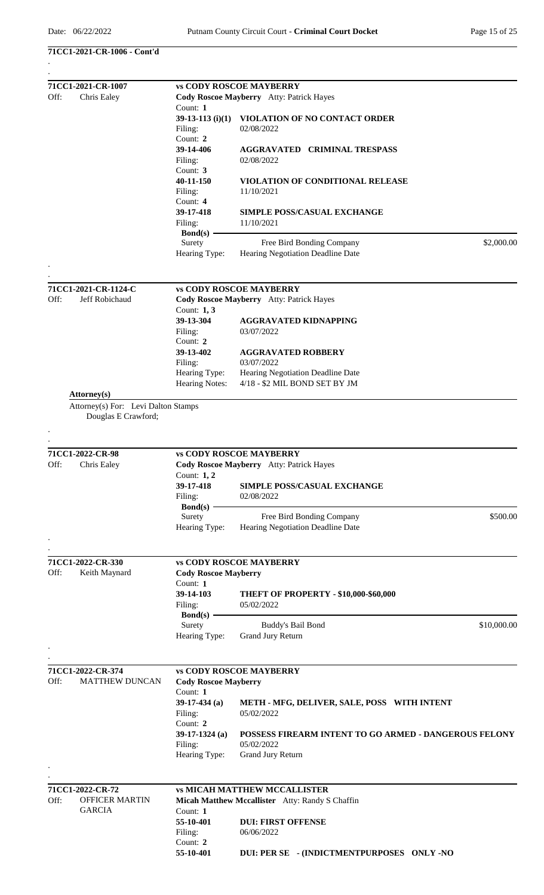**71CC1-2021-CR-1006 - Cont'd**

---

**71CC1-2021-CR-1007** — **vs CODY ROSCOE MAYBERRY**

Off: Chris Ealey

**Cody Roscoe Mayberry** Atty: Patrick Hayes

Count: **1**
**39-13-113 (i)(1)** **VIOLATION OF NO CONTACT ORDER**
Filing: 02/08/2022

Count: **2**
**39-14-406** **AGGRAVATED CRIMINAL TRESPASS**
Filing: 02/08/2022

Count: **3**
**40-11-150** **VIOLATION OF CONDITIONAL RELEASE**
Filing: 11/10/2021

Count: **4**
**39-17-418** **SIMPLE POSS/CASUAL EXCHANGE**
Filing: 11/10/2021

**Bond(s)**

| Surety | Free Bird Bonding Company | $2,000.00 |
|---|---|---|

Hearing Type: Hearing Negotiation Deadline Date

---

**71CC1-2021-CR-1124-C** — **vs CODY ROSCOE MAYBERRY**

Off: Jeff Robichaud

**Cody Roscoe Mayberry** Atty: Patrick Hayes

Count: **1, 3**
**39-13-304** **AGGRAVATED KIDNAPPING**
Filing: 03/07/2022

Count: **2**
**39-13-402** **AGGRAVATED ROBBERY**
Filing: 03/07/2022

Hearing Type: Hearing Negotiation Deadline Date
Hearing Notes: 4/18 - $2 MIL BOND SET BY JM

**Attorney(s)**

Attorney(s) For: Levi Dalton Stamps
Douglas E Crawford;

---

**71CC1-2022-CR-98** — **vs CODY ROSCOE MAYBERRY**

Off: Chris Ealey

**Cody Roscoe Mayberry** Atty: Patrick Hayes

Count: **1, 2**
**39-17-418** **SIMPLE POSS/CASUAL EXCHANGE**
Filing: 02/08/2022

**Bond(s)**

| Surety | Free Bird Bonding Company | $500.00 |
|---|---|---|

Hearing Type: Hearing Negotiation Deadline Date

---

**71CC1-2022-CR-330** — **vs CODY ROSCOE MAYBERRY**

Off: Keith Maynard

**Cody Roscoe Mayberry**

Count: **1**
**39-14-103** **THEFT OF PROPERTY - $10,000-$60,000**
Filing: 05/02/2022

**Bond(s)**

| Surety | Buddy's Bail Bond | $10,000.00 |
|---|---|---|

Hearing Type: Grand Jury Return

---

**71CC1-2022-CR-374** — **vs CODY ROSCOE MAYBERRY**

Off: MATTHEW DUNCAN

**Cody Roscoe Mayberry**

Count: **1**
**39-17-434 (a)** **METH - MFG, DELIVER, SALE, POSS WITH INTENT**
Filing: 05/02/2022

Count: **2**
**39-17-1324 (a)** **POSSESS FIREARM INTENT TO GO ARMED - DANGEROUS FELONY**
Filing: 05/02/2022

Hearing Type: Grand Jury Return

---

**71CC1-2022-CR-72** — **vs MICAH MATTHEW MCCALLISTER**

Off: OFFICER MARTIN GARCIA

**Micah Matthew Mccallister** Atty: Randy S Chaffin

Count: **1**
**55-10-401** **DUI: FIRST OFFENSE**
Filing: 06/06/2022

Count: **2**
**55-10-401** **DUI: PER SE - (INDICTMENTPURPOSES ONLY -NO**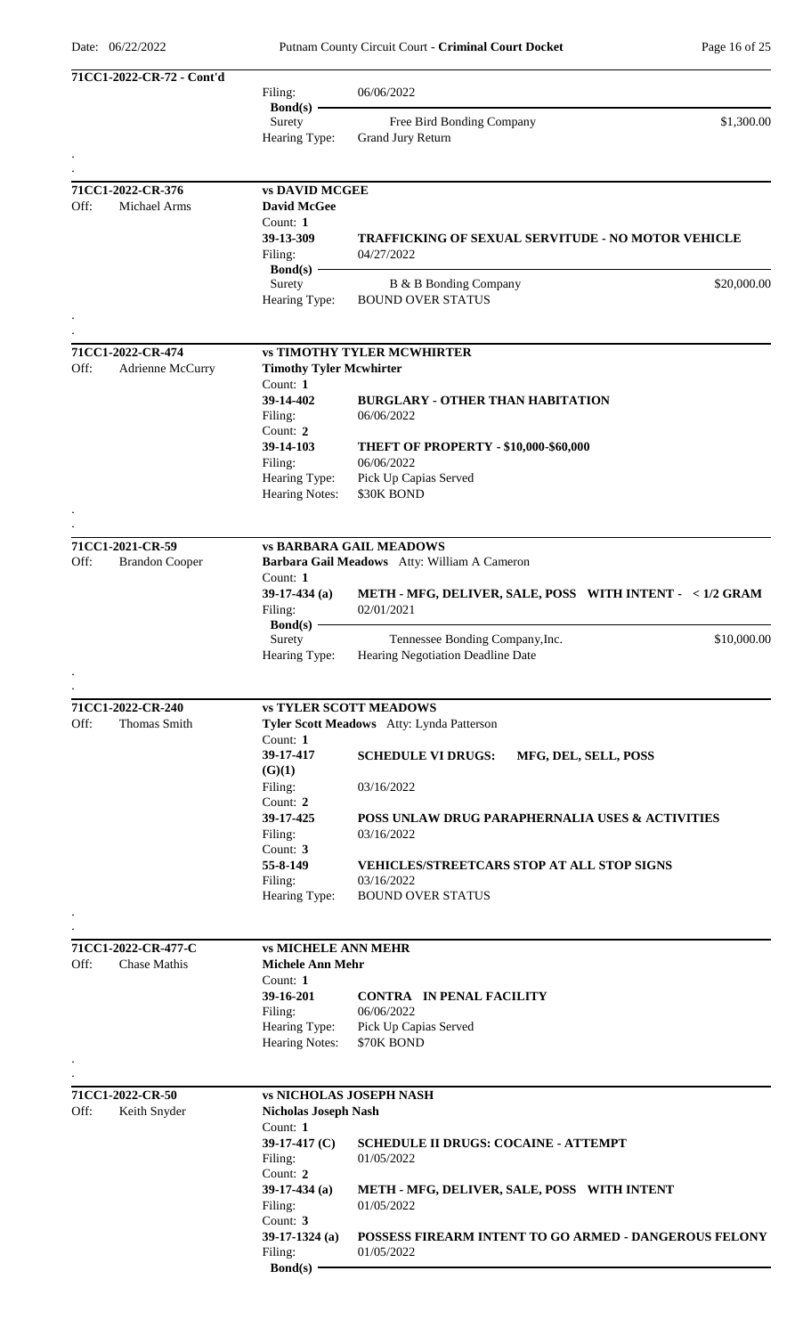**71CC1-2022-CR-72 - Cont'd**

Filing: 06/06/2022

**Bond(s)**

Surety — Free Bird Bonding Company — $1,300.00

Hearing Type: Grand Jury Return

---

**71CC1-2022-CR-376** — **vs DAVID MCGEE**

Off: Michael Arms

**David McGee**

Count: **1**

**39-13-309** — **TRAFFICKING OF SEXUAL SERVITUDE - NO MOTOR VEHICLE**

Filing: 04/27/2022

**Bond(s)**

Surety — B & B Bonding Company — $20,000.00

Hearing Type: BOUND OVER STATUS

---

**71CC1-2022-CR-474** — **vs TIMOTHY TYLER MCWHIRTER**

Off: Adrienne McCurry

**Timothy Tyler Mcwhirter**

Count: **1**

**39-14-402** — **BURGLARY - OTHER THAN HABITATION**

Filing: 06/06/2022

Count: **2**

**39-14-103** — **THEFT OF PROPERTY - $10,000-$60,000**

Filing: 06/06/2022

Hearing Type: Pick Up Capias Served

Hearing Notes: $30K BOND

---

**71CC1-2021-CR-59** — **vs BARBARA GAIL MEADOWS**

Off: Brandon Cooper

**Barbara Gail Meadows** Atty: William A Cameron

Count: **1**

**39-17-434 (a)** — **METH - MFG, DELIVER, SALE, POSS WITH INTENT - < 1/2 GRAM**

Filing: 02/01/2021

**Bond(s)**

Surety — Tennessee Bonding Company,Inc. — $10,000.00

Hearing Type: Hearing Negotiation Deadline Date

---

**71CC1-2022-CR-240** — **vs TYLER SCOTT MEADOWS**

Off: Thomas Smith

**Tyler Scott Meadows** Atty: Lynda Patterson

Count: **1**

**39-17-417 (G)(1)** — **SCHEDULE VI DRUGS: MFG, DEL, SELL, POSS**

Filing: 03/16/2022

Count: **2**

**39-17-425** — **POSS UNLAW DRUG PARAPHERNALIA USES & ACTIVITIES**

Filing: 03/16/2022

Count: **3**

**55-8-149** — **VEHICLES/STREETCARS STOP AT ALL STOP SIGNS**

Filing: 03/16/2022

Hearing Type: BOUND OVER STATUS

---

**71CC1-2022-CR-477-C** — **vs MICHELE ANN MEHR**

Off: Chase Mathis

**Michele Ann Mehr**

Count: **1**

**39-16-201** — **CONTRA IN PENAL FACILITY**

Filing: 06/06/2022

Hearing Type: Pick Up Capias Served

Hearing Notes: $70K BOND

---

**71CC1-2022-CR-50** — **vs NICHOLAS JOSEPH NASH**

Off: Keith Snyder

**Nicholas Joseph Nash**

Count: **1**

**39-17-417 (C)** — **SCHEDULE II DRUGS: COCAINE - ATTEMPT**

Filing: 01/05/2022

Count: **2**

**39-17-434 (a)** — **METH - MFG, DELIVER, SALE, POSS WITH INTENT**

Filing: 01/05/2022

Count: **3**

**39-17-1324 (a)** — **POSSESS FIREARM INTENT TO GO ARMED - DANGEROUS FELONY**

Filing: 01/05/2022

**Bond(s)**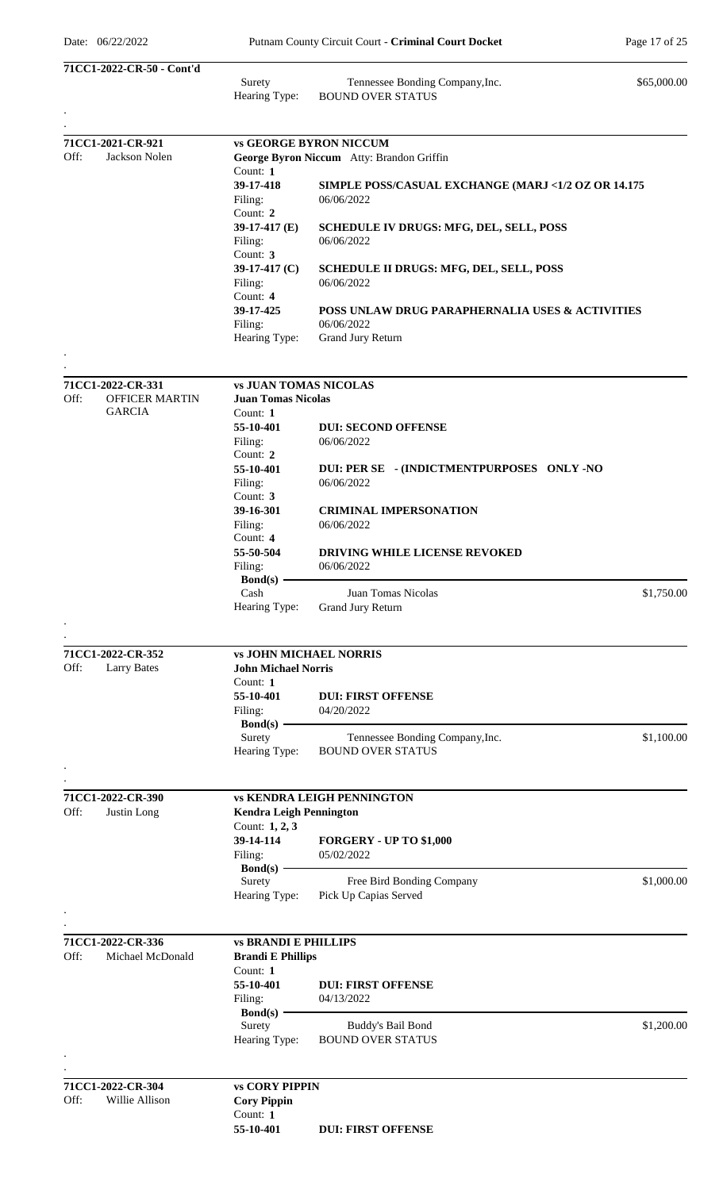**71CC1-2022-CR-50 - Cont'd**

| | | | |
|---|---|---|---|
| | Surety | Tennessee Bonding Company,Inc. | $65,000.00 |
| | Hearing Type: | BOUND OVER STATUS | |

.
.

---

**71CC1-2021-CR-921** — **vs GEORGE BYRON NICCUM**

Off: Jackson Nolen

**George Byron Niccum** Atty: Brandon Griffin

| | |
|---|---|
| Count: **1** | |
| **39-17-418** | **SIMPLE POSS/CASUAL EXCHANGE (MARJ <1/2 OZ OR 14.175** |
| Filing: | 06/06/2022 |
| Count: **2** | |
| **39-17-417 (E)** | **SCHEDULE IV DRUGS: MFG, DEL, SELL, POSS** |
| Filing: | 06/06/2022 |
| Count: **3** | |
| **39-17-417 (C)** | **SCHEDULE II DRUGS: MFG, DEL, SELL, POSS** |
| Filing: | 06/06/2022 |
| Count: **4** | |
| **39-17-425** | **POSS UNLAW DRUG PARAPHERNALIA USES & ACTIVITIES** |
| Filing: | 06/06/2022 |
| Hearing Type: | Grand Jury Return |

.
.

---

**71CC1-2022-CR-331** — **vs JUAN TOMAS NICOLAS**

Off: OFFICER MARTIN GARCIA

**Juan Tomas Nicolas**

| | | |
|---|---|---|
| Count: **1** | | |
| **55-10-401** | **DUI: SECOND OFFENSE** | |
| Filing: | 06/06/2022 | |
| Count: **2** | | |
| **55-10-401** | **DUI: PER SE - (INDICTMENTPURPOSES ONLY -NO** | |
| Filing: | 06/06/2022 | |
| Count: **3** | | |
| **39-16-301** | **CRIMINAL IMPERSONATION** | |
| Filing: | 06/06/2022 | |
| Count: **4** | | |
| **55-50-504** | **DRIVING WHILE LICENSE REVOKED** | |
| Filing: | 06/06/2022 | |
| **Bond(s)** | | |
| Cash | Juan Tomas Nicolas | $1,750.00 |
| Hearing Type: | Grand Jury Return | |

.
.

---

**71CC1-2022-CR-352** — **vs JOHN MICHAEL NORRIS**

Off: Larry Bates

**John Michael Norris**

| | | |
|---|---|---|
| Count: **1** | | |
| **55-10-401** | **DUI: FIRST OFFENSE** | |
| Filing: | 04/20/2022 | |
| **Bond(s)** | | |
| Surety | Tennessee Bonding Company,Inc. | $1,100.00 |
| Hearing Type: | BOUND OVER STATUS | |

.
.

---

**71CC1-2022-CR-390** — **vs KENDRA LEIGH PENNINGTON**

Off: Justin Long

**Kendra Leigh Pennington**

| | | |
|---|---|---|
| Count: **1, 2, 3** | | |
| **39-14-114** | **FORGERY - UP TO $1,000** | |
| Filing: | 05/02/2022 | |
| **Bond(s)** | | |
| Surety | Free Bird Bonding Company | $1,000.00 |
| Hearing Type: | Pick Up Capias Served | |

.
.

---

**71CC1-2022-CR-336** — **vs BRANDI E PHILLIPS**

Off: Michael McDonald

**Brandi E Phillips**

| | | |
|---|---|---|
| Count: **1** | | |
| **55-10-401** | **DUI: FIRST OFFENSE** | |
| Filing: | 04/13/2022 | |
| **Bond(s)** | | |
| Surety | Buddy's Bail Bond | $1,200.00 |
| Hearing Type: | BOUND OVER STATUS | |

.
.

---

**71CC1-2022-CR-304** — **vs CORY PIPPIN**

Off: Willie Allison

**Cory Pippin**

| | |
|---|---|
| Count: **1** | |
| **55-10-401** | **DUI: FIRST OFFENSE** |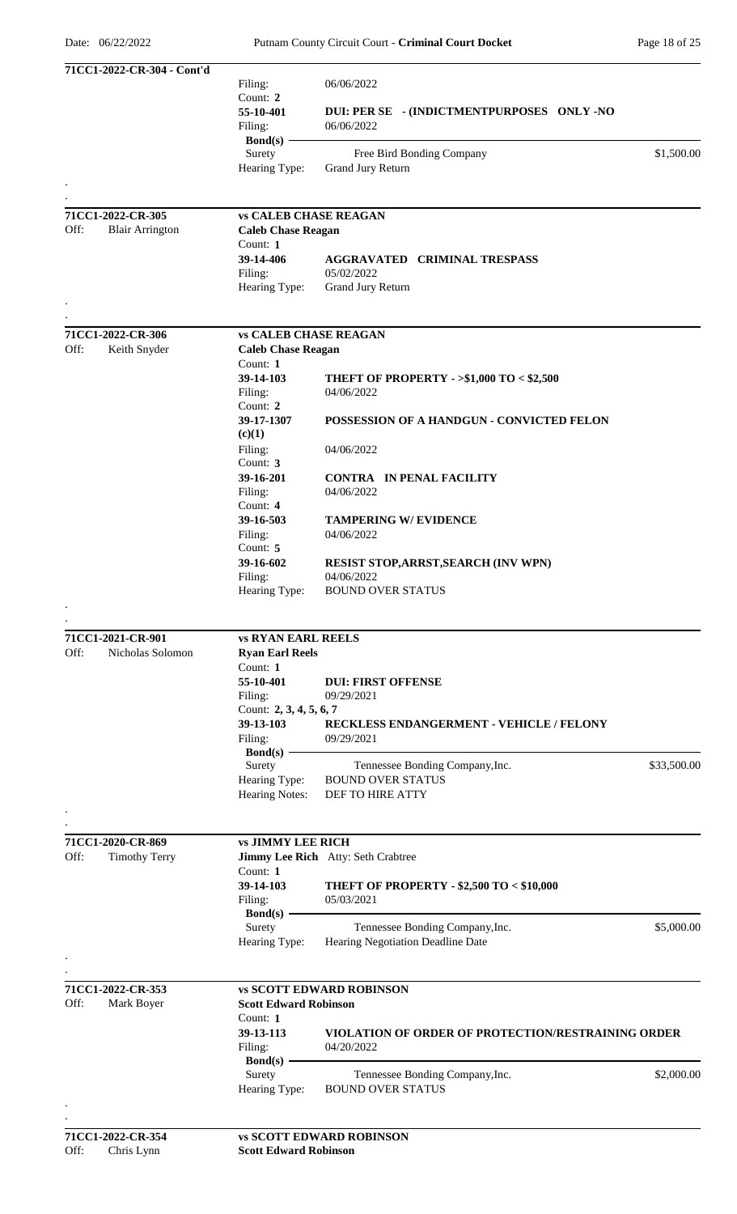**71CC1-2022-CR-304 - Cont'd**

Filing: 06/06/2022
Count: **2**
**55-10-401** **DUI: PER SE - (INDICTMENTPURPOSES ONLY -NO**
Filing: 06/06/2022
**Bond(s)**
Surety Free Bird Bonding Company $1,500.00
Hearing Type: Grand Jury Return

---

**71CC1-2022-CR-305** **vs CALEB CHASE REAGAN**
Off: Blair Arrington **Caleb Chase Reagan**
Count: **1**
**39-14-406** **AGGRAVATED CRIMINAL TRESPASS**
Filing: 05/02/2022
Hearing Type: Grand Jury Return

---

**71CC1-2022-CR-306** **vs CALEB CHASE REAGAN**
Off: Keith Snyder **Caleb Chase Reagan**
Count: **1**
**39-14-103** **THEFT OF PROPERTY - >$1,000 TO < $2,500**
Filing: 04/06/2022
Count: **2**
**39-17-1307 (c)(1)** **POSSESSION OF A HANDGUN - CONVICTED FELON**
Filing: 04/06/2022
Count: **3**
**39-16-201** **CONTRA IN PENAL FACILITY**
Filing: 04/06/2022
Count: **4**
**39-16-503** **TAMPERING W/ EVIDENCE**
Filing: 04/06/2022
Count: **5**
**39-16-602** **RESIST STOP,ARRST,SEARCH (INV WPN)**
Filing: 04/06/2022
Hearing Type: BOUND OVER STATUS

---

**71CC1-2021-CR-901** **vs RYAN EARL REELS**
Off: Nicholas Solomon **Ryan Earl Reels**
Count: **1**
**55-10-401** **DUI: FIRST OFFENSE**
Filing: 09/29/2021
Count: **2, 3, 4, 5, 6, 7**
**39-13-103** **RECKLESS ENDANGERMENT - VEHICLE / FELONY**
Filing: 09/29/2021
**Bond(s)**
Surety Tennessee Bonding Company,Inc. $33,500.00
Hearing Type: BOUND OVER STATUS
Hearing Notes: DEF TO HIRE ATTY

---

**71CC1-2020-CR-869** **vs JIMMY LEE RICH**
Off: Timothy Terry **Jimmy Lee Rich** Atty: Seth Crabtree
Count: **1**
**39-14-103** **THEFT OF PROPERTY - $2,500 TO < $10,000**
Filing: 05/03/2021
**Bond(s)**
Surety Tennessee Bonding Company,Inc. $5,000.00
Hearing Type: Hearing Negotiation Deadline Date

---

**71CC1-2022-CR-353** **vs SCOTT EDWARD ROBINSON**
Off: Mark Boyer **Scott Edward Robinson**
Count: **1**
**39-13-113** **VIOLATION OF ORDER OF PROTECTION/RESTRAINING ORDER**
Filing: 04/20/2022
**Bond(s)**
Surety Tennessee Bonding Company,Inc. $2,000.00
Hearing Type: BOUND OVER STATUS

---

**71CC1-2022-CR-354** **vs SCOTT EDWARD ROBINSON**
Off: Chris Lynn **Scott Edward Robinson**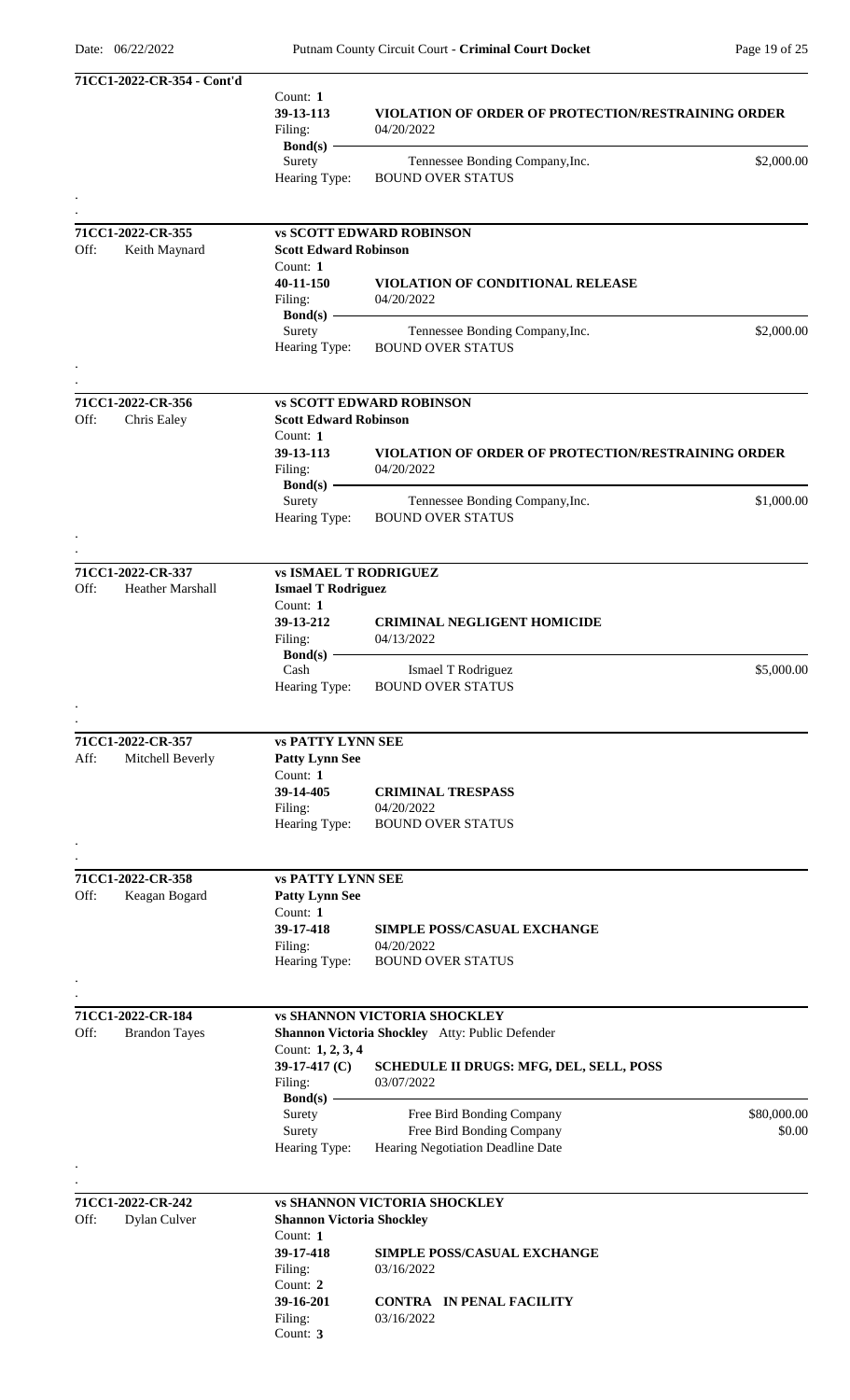**71CC1-2022-CR-354 - Cont'd**

Count: **1**

**39-13-113** — **VIOLATION OF ORDER OF PROTECTION/RESTRAINING ORDER**

Filing: 04/20/2022

**Bond(s)**

| Type | Bonding Company | Amount |
|---|---|---|
| Surety | Tennessee Bonding Company,Inc. | $2,000.00 |

Hearing Type: BOUND OVER STATUS

---

**71CC1-2022-CR-355** — **vs SCOTT EDWARD ROBINSON**

Off: Keith Maynard

**Scott Edward Robinson**

Count: **1**

**40-11-150** — **VIOLATION OF CONDITIONAL RELEASE**

Filing: 04/20/2022

**Bond(s)**

| Type | Bonding Company | Amount |
|---|---|---|
| Surety | Tennessee Bonding Company,Inc. | $2,000.00 |

Hearing Type: BOUND OVER STATUS

---

**71CC1-2022-CR-356** — **vs SCOTT EDWARD ROBINSON**

Off: Chris Ealey

**Scott Edward Robinson**

Count: **1**

**39-13-113** — **VIOLATION OF ORDER OF PROTECTION/RESTRAINING ORDER**

Filing: 04/20/2022

**Bond(s)**

| Type | Bonding Company | Amount |
|---|---|---|
| Surety | Tennessee Bonding Company,Inc. | $1,000.00 |

Hearing Type: BOUND OVER STATUS

---

**71CC1-2022-CR-337** — **vs ISMAEL T RODRIGUEZ**

Off: Heather Marshall

**Ismael T Rodriguez**

Count: **1**

**39-13-212** — **CRIMINAL NEGLIGENT HOMICIDE**

Filing: 04/13/2022

**Bond(s)**

| Type | Bonding Company | Amount |
|---|---|---|
| Cash | Ismael T Rodriguez | $5,000.00 |

Hearing Type: BOUND OVER STATUS

---

**71CC1-2022-CR-357** — **vs PATTY LYNN SEE**

Aff: Mitchell Beverly

**Patty Lynn See**

Count: **1**

**39-14-405** — **CRIMINAL TRESPASS**

Filing: 04/20/2022

Hearing Type: BOUND OVER STATUS

---

**71CC1-2022-CR-358** — **vs PATTY LYNN SEE**

Off: Keagan Bogard

**Patty Lynn See**

Count: **1**

**39-17-418** — **SIMPLE POSS/CASUAL EXCHANGE**

Filing: 04/20/2022

Hearing Type: BOUND OVER STATUS

---

**71CC1-2022-CR-184** — **vs SHANNON VICTORIA SHOCKLEY**

Off: Brandon Tayes

**Shannon Victoria Shockley** Atty: Public Defender

Count: **1, 2, 3, 4**

**39-17-417 (C)** — **SCHEDULE II DRUGS: MFG, DEL, SELL, POSS**

Filing: 03/07/2022

**Bond(s)**

| Type | Bonding Company | Amount |
|---|---|---|
| Surety | Free Bird Bonding Company | $80,000.00 |
| Surety | Free Bird Bonding Company | $0.00 |

Hearing Type: Hearing Negotiation Deadline Date

---

**71CC1-2022-CR-242** — **vs SHANNON VICTORIA SHOCKLEY**

Off: Dylan Culver

**Shannon Victoria Shockley**

Count: **1**

**39-17-418** — **SIMPLE POSS/CASUAL EXCHANGE**

Filing: 03/16/2022

Count: **2**

**39-16-201** — **CONTRA IN PENAL FACILITY**

Filing: 03/16/2022

Count: **3**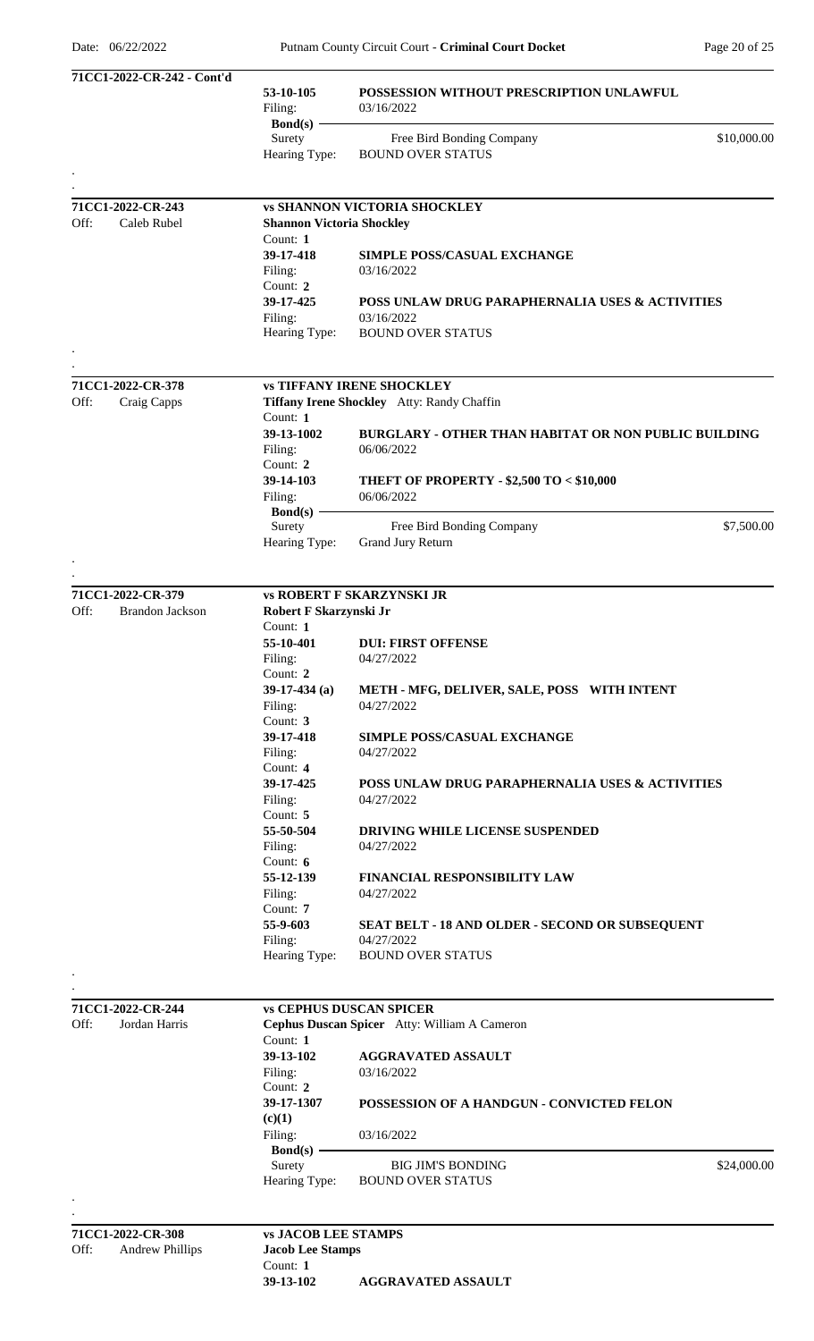**71CC1-2022-CR-242 - Cont'd**

| | | | |
|---|---|---|---|
| 53-10-105 | **POSSESSION WITHOUT PRESCRIPTION UNLAWFUL** | | |
| Filing: | 03/16/2022 | | |
| **Bond(s)** | | | |
| Surety | Free Bird Bonding Company | $10,000.00 | |
| Hearing Type: | BOUND OVER STATUS | | |

---

**71CC1-2022-CR-243** — **vs SHANNON VICTORIA SHOCKLEY**

Off: Caleb Rubel

**Shannon Victoria Shockley**

Count: **1**
**39-17-418** — **SIMPLE POSS/CASUAL EXCHANGE**
Filing: 03/16/2022

Count: **2**
**39-17-425** — **POSS UNLAW DRUG PARAPHERNALIA USES & ACTIVITIES**
Filing: 03/16/2022

Hearing Type: BOUND OVER STATUS

---

**71CC1-2022-CR-378** — **vs TIFFANY IRENE SHOCKLEY**

Off: Craig Capps

**Tiffany Irene Shockley** Atty: Randy Chaffin

Count: **1**
**39-13-1002** — **BURGLARY - OTHER THAN HABITAT OR NON PUBLIC BUILDING**
Filing: 06/06/2022

Count: **2**
**39-14-103** — **THEFT OF PROPERTY - $2,500 TO < $10,000**
Filing: 06/06/2022

**Bond(s)**
Surety — Free Bird Bonding Company — $7,500.00

Hearing Type: Grand Jury Return

---

**71CC1-2022-CR-379** — **vs ROBERT F SKARZYNSKI JR**

Off: Brandon Jackson

**Robert F Skarzynski Jr**

Count: **1**
**55-10-401** — **DUI: FIRST OFFENSE**
Filing: 04/27/2022

Count: **2**
**39-17-434 (a)** — **METH - MFG, DELIVER, SALE, POSS WITH INTENT**
Filing: 04/27/2022

Count: **3**
**39-17-418** — **SIMPLE POSS/CASUAL EXCHANGE**
Filing: 04/27/2022

Count: **4**
**39-17-425** — **POSS UNLAW DRUG PARAPHERNALIA USES & ACTIVITIES**
Filing: 04/27/2022

Count: **5**
**55-50-504** — **DRIVING WHILE LICENSE SUSPENDED**
Filing: 04/27/2022

Count: **6**
**55-12-139** — **FINANCIAL RESPONSIBILITY LAW**
Filing: 04/27/2022

Count: **7**
**55-9-603** — **SEAT BELT - 18 AND OLDER - SECOND OR SUBSEQUENT**
Filing: 04/27/2022

Hearing Type: BOUND OVER STATUS

---

**71CC1-2022-CR-244** — **vs CEPHUS DUSCAN SPICER**

Off: Jordan Harris

**Cephus Duscan Spicer** Atty: William A Cameron

Count: **1**
**39-13-102** — **AGGRAVATED ASSAULT**
Filing: 03/16/2022

Count: **2**
**39-17-1307 (c)(1)** — **POSSESSION OF A HANDGUN - CONVICTED FELON**
Filing: 03/16/2022

**Bond(s)**
Surety — BIG JIM'S BONDING — $24,000.00

Hearing Type: BOUND OVER STATUS

---

**71CC1-2022-CR-308** — **vs JACOB LEE STAMPS**

Off: Andrew Phillips

**Jacob Lee Stamps**

Count: **1**
**39-13-102** — **AGGRAVATED ASSAULT**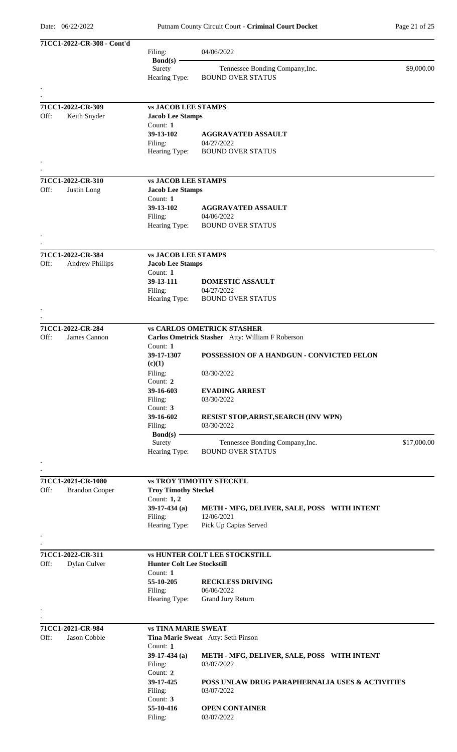**71CC1-2022-CR-308 - Cont'd**

Filing: 04/06/2022

**Bond(s)**

| Surety | Tennessee Bonding Company,Inc. | $9,000.00 |
|---|---|---|

Hearing Type: BOUND OVER STATUS

---

**71CC1-2022-CR-309** — **vs JACOB LEE STAMPS**

Off: Keith Snyder

**Jacob Lee Stamps**

Count: **1**

**39-13-102** **AGGRAVATED ASSAULT**

Filing: 04/27/2022

Hearing Type: BOUND OVER STATUS

---

**71CC1-2022-CR-310** — **vs JACOB LEE STAMPS**

Off: Justin Long

**Jacob Lee Stamps**

Count: **1**

**39-13-102** **AGGRAVATED ASSAULT**

Filing: 04/06/2022

Hearing Type: BOUND OVER STATUS

---

**71CC1-2022-CR-384** — **vs JACOB LEE STAMPS**

Off: Andrew Phillips

**Jacob Lee Stamps**

Count: **1**

**39-13-111** **DOMESTIC ASSAULT**

Filing: 04/27/2022

Hearing Type: BOUND OVER STATUS

---

**71CC1-2022-CR-284** — **vs CARLOS OMETRICK STASHER**

Off: James Cannon

**Carlos Ometrick Stasher** Atty: William F Roberson

Count: **1**

**39-17-1307 (c)(1)** **POSSESSION OF A HANDGUN - CONVICTED FELON**

Filing: 03/30/2022

Count: **2**

**39-16-603** **EVADING ARREST**

Filing: 03/30/2022

Count: **3**

**39-16-602** **RESIST STOP,ARRST,SEARCH (INV WPN)**

Filing: 03/30/2022

**Bond(s)**

| Surety | Tennessee Bonding Company,Inc. | $17,000.00 |
|---|---|---|

Hearing Type: BOUND OVER STATUS

---

**71CC1-2021-CR-1080** — **vs TROY TIMOTHY STECKEL**

Off: Brandon Cooper

**Troy Timothy Steckel**

Count: **1, 2**

**39-17-434 (a)** **METH - MFG, DELIVER, SALE, POSS WITH INTENT**

Filing: 12/06/2021

Hearing Type: Pick Up Capias Served

---

**71CC1-2022-CR-311** — **vs HUNTER COLT LEE STOCKSTILL**

Off: Dylan Culver

**Hunter Colt Lee Stockstill**

Count: **1**

**55-10-205** **RECKLESS DRIVING**

Filing: 06/06/2022

Hearing Type: Grand Jury Return

---

**71CC1-2021-CR-984** — **vs TINA MARIE SWEAT**

Off: Jason Cobble

**Tina Marie Sweat** Atty: Seth Pinson

Count: **1**

**39-17-434 (a)** **METH - MFG, DELIVER, SALE, POSS WITH INTENT**

Filing: 03/07/2022

Count: **2**

**39-17-425** **POSS UNLAW DRUG PARAPHERNALIA USES & ACTIVITIES**

Filing: 03/07/2022

Count: **3**

**55-10-416** **OPEN CONTAINER**

Filing: 03/07/2022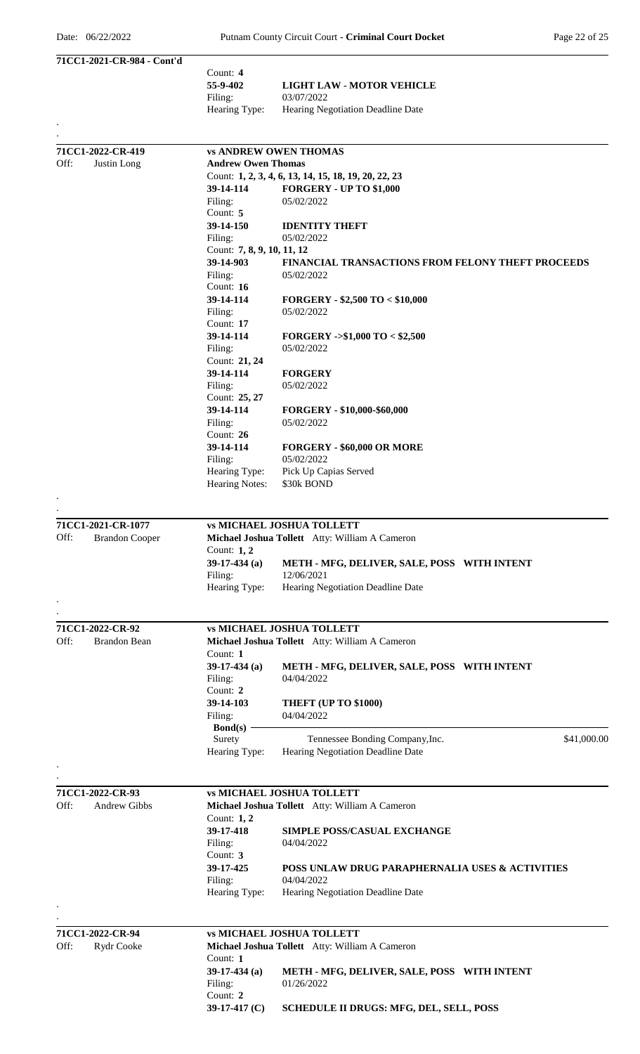**71CC1-2021-CR-984 - Cont'd**

Count: **4**
**55-9-402** **LIGHT LAW - MOTOR VEHICLE**
Filing: 03/07/2022
Hearing Type: Hearing Negotiation Deadline Date

.
.

---

**71CC1-2022-CR-419** **vs ANDREW OWEN THOMAS**
Off: Justin Long

**Andrew Owen Thomas**
Count: **1, 2, 3, 4, 6, 13, 14, 15, 18, 19, 20, 22, 23**
**39-14-114** **FORGERY - UP TO $1,000**
Filing: 05/02/2022
Count: **5**
**39-14-150** **IDENTITY THEFT**
Filing: 05/02/2022
Count: **7, 8, 9, 10, 11, 12**
**39-14-903** **FINANCIAL TRANSACTIONS FROM FELONY THEFT PROCEEDS**
Filing: 05/02/2022
Count: **16**
**39-14-114** **FORGERY - $2,500 TO < $10,000**
Filing: 05/02/2022
Count: **17**
**39-14-114** **FORGERY ->$1,000 TO < $2,500**
Filing: 05/02/2022
Count: **21, 24**
**39-14-114** **FORGERY**
Filing: 05/02/2022
Count: **25, 27**
**39-14-114** **FORGERY - $10,000-$60,000**
Filing: 05/02/2022
Count: **26**
**39-14-114** **FORGERY - $60,000 OR MORE**
Filing: 05/02/2022
Hearing Type: Pick Up Capias Served
Hearing Notes: $30k BOND

.
.

---

**71CC1-2021-CR-1077** **vs MICHAEL JOSHUA TOLLETT**
Off: Brandon Cooper

**Michael Joshua Tollett** Atty: William A Cameron
Count: **1, 2**
**39-17-434 (a)** **METH - MFG, DELIVER, SALE, POSS WITH INTENT**
Filing: 12/06/2021
Hearing Type: Hearing Negotiation Deadline Date

.
.

---

**71CC1-2022-CR-92** **vs MICHAEL JOSHUA TOLLETT**
Off: Brandon Bean

**Michael Joshua Tollett** Atty: William A Cameron
Count: **1**
**39-17-434 (a)** **METH - MFG, DELIVER, SALE, POSS WITH INTENT**
Filing: 04/04/2022
Count: **2**
**39-14-103** **THEFT (UP TO $1000)**
Filing: 04/04/2022
**Bond(s)**
Surety Tennessee Bonding Company,Inc. $41,000.00
Hearing Type: Hearing Negotiation Deadline Date

.
.

---

**71CC1-2022-CR-93** **vs MICHAEL JOSHUA TOLLETT**
Off: Andrew Gibbs

**Michael Joshua Tollett** Atty: William A Cameron
Count: **1, 2**
**39-17-418** **SIMPLE POSS/CASUAL EXCHANGE**
Filing: 04/04/2022
Count: **3**
**39-17-425** **POSS UNLAW DRUG PARAPHERNALIA USES & ACTIVITIES**
Filing: 04/04/2022
Hearing Type: Hearing Negotiation Deadline Date

.
.

---

**71CC1-2022-CR-94** **vs MICHAEL JOSHUA TOLLETT**
Off: Rydr Cooke

**Michael Joshua Tollett** Atty: William A Cameron
Count: **1**
**39-17-434 (a)** **METH - MFG, DELIVER, SALE, POSS WITH INTENT**
Filing: 01/26/2022
Count: **2**
**39-17-417 (C)** **SCHEDULE II DRUGS: MFG, DEL, SELL, POSS**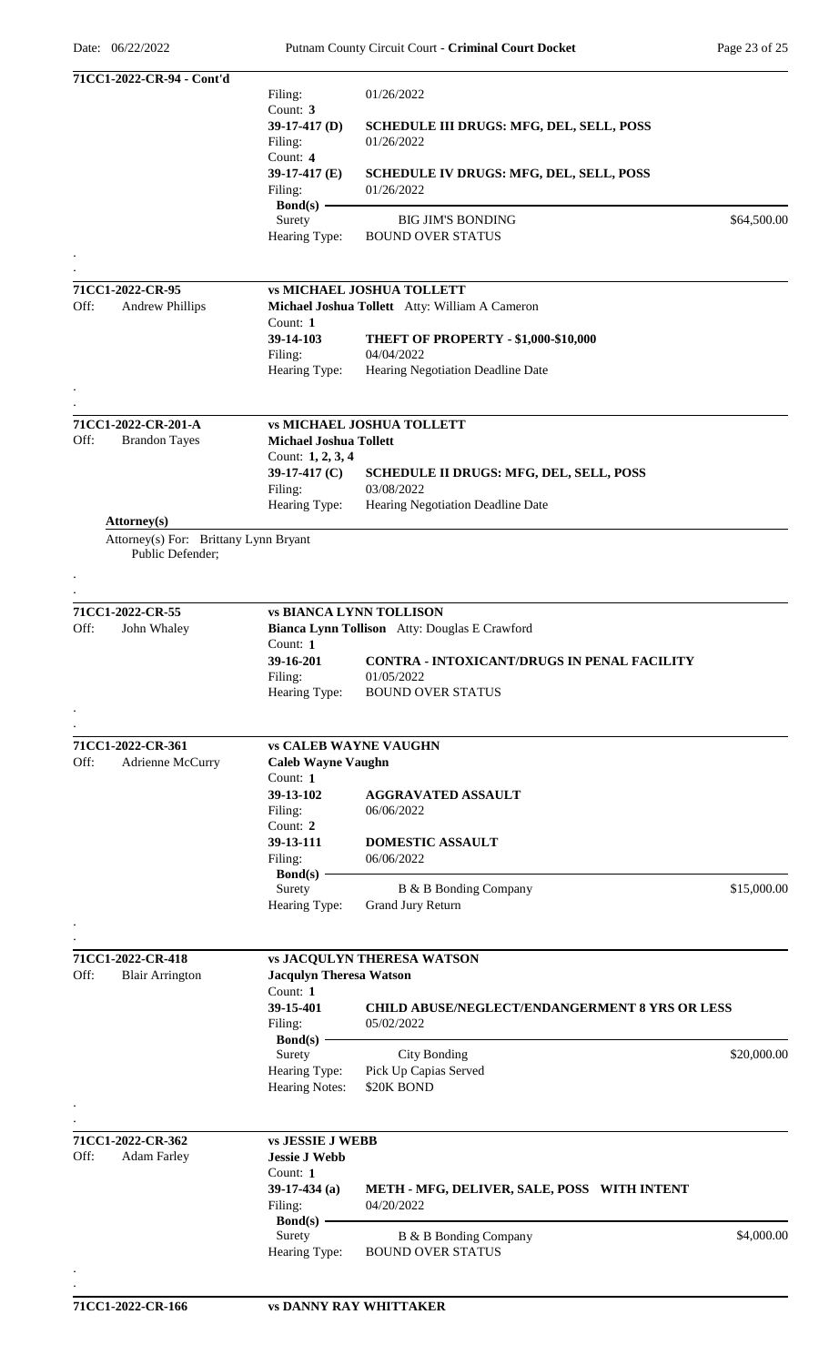**71CC1-2022-CR-94 - Cont'd**

Filing: 01/26/2022

Count: **3**

**39-17-417 (D)** **SCHEDULE III DRUGS: MFG, DEL, SELL, POSS**

Filing: 01/26/2022

Count: **4**

**39-17-417 (E)** **SCHEDULE IV DRUGS: MFG, DEL, SELL, POSS**

Filing: 01/26/2022

**Bond(s)**

Surety — BIG JIM'S BONDING — $64,500.00

Hearing Type: BOUND OVER STATUS

---

**71CC1-2022-CR-95** — **vs MICHAEL JOSHUA TOLLETT**

Off: Andrew Phillips

**Michael Joshua Tollett** Atty: William A Cameron

Count: **1**

**39-14-103** **THEFT OF PROPERTY - $1,000-$10,000**

Filing: 04/04/2022

Hearing Type: Hearing Negotiation Deadline Date

---

**71CC1-2022-CR-201-A** — **vs MICHAEL JOSHUA TOLLETT**

Off: Brandon Tayes

**Michael Joshua Tollett**

Count: **1, 2, 3, 4**

**39-17-417 (C)** **SCHEDULE II DRUGS: MFG, DEL, SELL, POSS**

Filing: 03/08/2022

Hearing Type: Hearing Negotiation Deadline Date

**Attorney(s)**

Attorney(s) For: Brittany Lynn Bryant
Public Defender;

---

**71CC1-2022-CR-55** — **vs BIANCA LYNN TOLLISON**

Off: John Whaley

**Bianca Lynn Tollison** Atty: Douglas E Crawford

Count: **1**

**39-16-201** **CONTRA - INTOXICANT/DRUGS IN PENAL FACILITY**

Filing: 01/05/2022

Hearing Type: BOUND OVER STATUS

---

**71CC1-2022-CR-361** — **vs CALEB WAYNE VAUGHN**

Off: Adrienne McCurry

**Caleb Wayne Vaughn**

Count: **1**

**39-13-102** **AGGRAVATED ASSAULT**

Filing: 06/06/2022

Count: **2**

**39-13-111** **DOMESTIC ASSAULT**

Filing: 06/06/2022

**Bond(s)**

Surety — B & B Bonding Company — $15,000.00

Hearing Type: Grand Jury Return

---

**71CC1-2022-CR-418** — **vs JACQULYN THERESA WATSON**

Off: Blair Arrington

**Jacqulyn Theresa Watson**

Count: **1**

**39-15-401** **CHILD ABUSE/NEGLECT/ENDANGERMENT 8 YRS OR LESS**

Filing: 05/02/2022

**Bond(s)**

Surety — City Bonding — $20,000.00

Hearing Type: Pick Up Capias Served

Hearing Notes: $20K BOND

---

**71CC1-2022-CR-362** — **vs JESSIE J WEBB**

Off: Adam Farley

**Jessie J Webb**

Count: **1**

**39-17-434 (a)** **METH - MFG, DELIVER, SALE, POSS WITH INTENT**

Filing: 04/20/2022

**Bond(s)**

Surety — B & B Bonding Company — $4,000.00

Hearing Type: BOUND OVER STATUS

---

**71CC1-2022-CR-166** — **vs DANNY RAY WHITTAKER**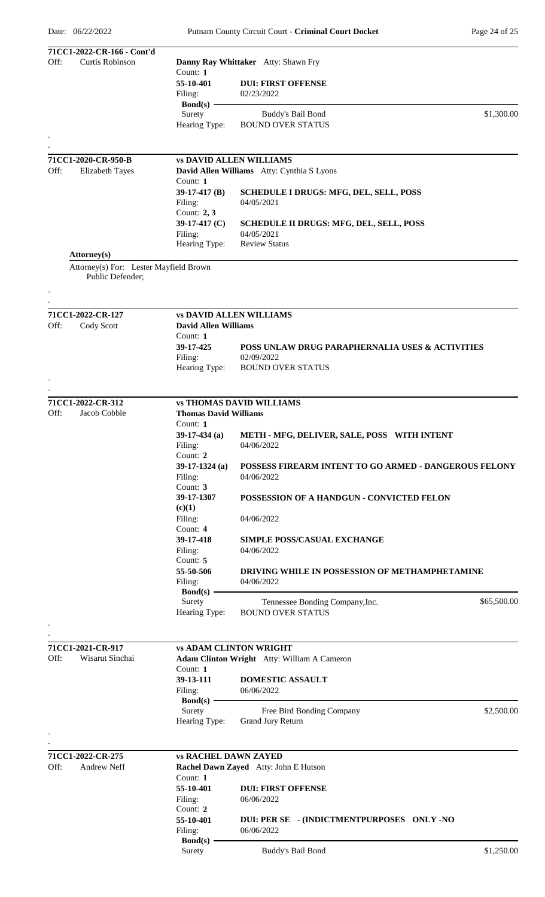**71CC1-2022-CR-166 - Cont'd**

Off: Curtis Robinson

**Danny Ray Whittaker** Atty: Shawn Fry

Count: **1**

**55-10-401** **DUI: FIRST OFFENSE**

Filing: 02/23/2022

**Bond(s)**

Surety — Buddy's Bail Bond — $1,300.00

Hearing Type: BOUND OVER STATUS

.

.

---

**71CC1-2020-CR-950-B** **vs DAVID ALLEN WILLIAMS**

Off: Elizabeth Tayes

**David Allen Williams** Atty: Cynthia S Lyons

Count: **1**

**39-17-417 (B)** **SCHEDULE I DRUGS: MFG, DEL, SELL, POSS**

Filing: 04/05/2021

Count: **2, 3**

**39-17-417 (C)** **SCHEDULE II DRUGS: MFG, DEL, SELL, POSS**

Filing: 04/05/2021

Hearing Type: Review Status

**Attorney(s)**

Attorney(s) For: Lester Mayfield Brown
Public Defender;

.

.

---

**71CC1-2022-CR-127** **vs DAVID ALLEN WILLIAMS**

Off: Cody Scott

**David Allen Williams**

Count: **1**

**39-17-425** **POSS UNLAW DRUG PARAPHERNALIA USES & ACTIVITIES**

Filing: 02/09/2022

Hearing Type: BOUND OVER STATUS

.

.

---

**71CC1-2022-CR-312** **vs THOMAS DAVID WILLIAMS**

Off: Jacob Cobble

**Thomas David Williams**

Count: **1**

**39-17-434 (a)** **METH - MFG, DELIVER, SALE, POSS WITH INTENT**

Filing: 04/06/2022

Count: **2**

**39-17-1324 (a)** **POSSESS FIREARM INTENT TO GO ARMED - DANGEROUS FELONY**

Filing: 04/06/2022

Count: **3**

**39-17-1307 (c)(1)** **POSSESSION OF A HANDGUN - CONVICTED FELON**

Filing: 04/06/2022

Count: **4**

**39-17-418** **SIMPLE POSS/CASUAL EXCHANGE**

Filing: 04/06/2022

Count: **5**

**55-50-506** **DRIVING WHILE IN POSSESSION OF METHAMPHETAMINE**

Filing: 04/06/2022

**Bond(s)**

Surety — Tennessee Bonding Company,Inc. — $65,500.00

Hearing Type: BOUND OVER STATUS

.

.

---

**71CC1-2021-CR-917** **vs ADAM CLINTON WRIGHT**

Off: Wisarut Sinchai

**Adam Clinton Wright** Atty: William A Cameron

Count: **1**

**39-13-111** **DOMESTIC ASSAULT**

Filing: 06/06/2022

**Bond(s)**

Surety — Free Bird Bonding Company — $2,500.00

Hearing Type: Grand Jury Return

.

.

---

**71CC1-2022-CR-275** **vs RACHEL DAWN ZAYED**

Off: Andrew Neff

**Rachel Dawn Zayed** Atty: John E Hutson

Count: **1**

**55-10-401** **DUI: FIRST OFFENSE**

Filing: 06/06/2022

Count: **2**

**55-10-401** **DUI: PER SE - (INDICTMENTPURPOSES ONLY -NO**

Filing: 06/06/2022

**Bond(s)**

Surety — Buddy's Bail Bond — $1,250.00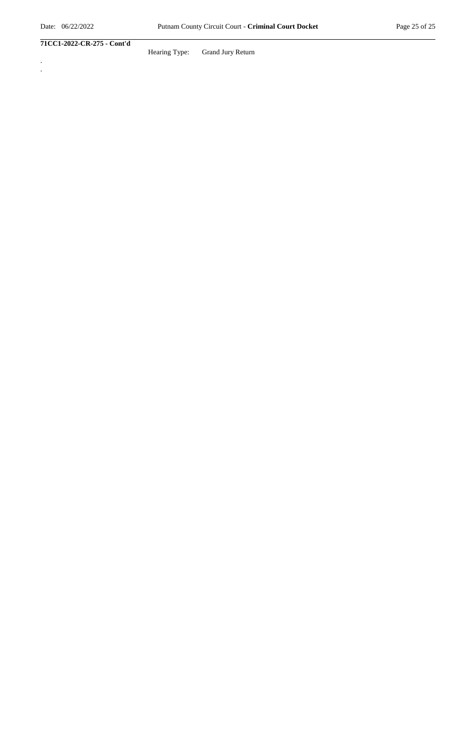**71CC1-2022-CR-275 - Cont'd**

Hearing Type: Grand Jury Return

.

.